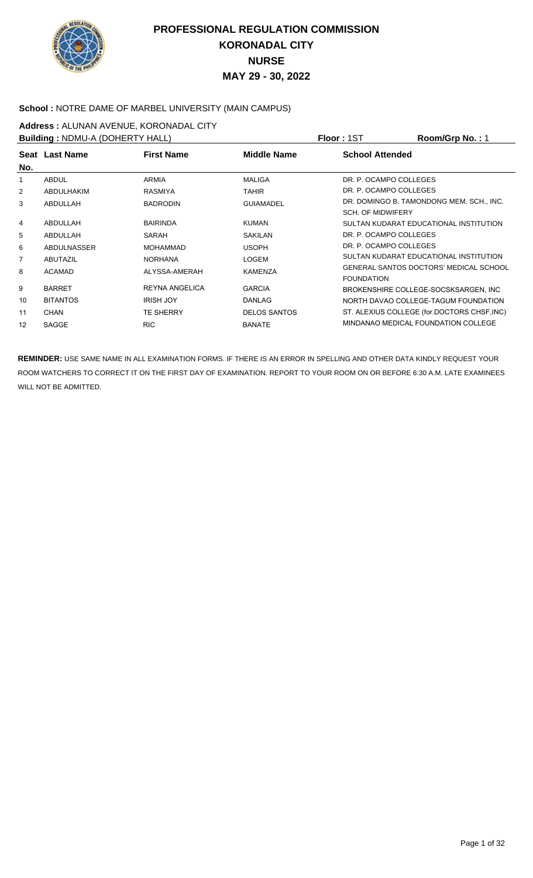# PROFESSIONAL REGULATION COMMISSION
# KORONADAL CITY
# NURSE
# MAY 29 - 30, 2022

**School :** NOTRE DAME OF MARBEL UNIVERSITY (MAIN CAMPUS)

**Address :** ALUNAN AVENUE, KORONADAL CITY

**Building :** NDMU-A (DOHERTY HALL) **Floor :** 1ST **Room/Grp No. :** 1

| Seat No. | Last Name | First Name | Middle Name | School Attended |
|---|---|---|---|---|
| 1 | ABDUL | ARMIA | MALIGA | DR. P. OCAMPO COLLEGES |
| 2 | ABDULHAKIM | RASMIYA | TAHIR | DR. P. OCAMPO COLLEGES |
| 3 | ABDULLAH | BADRODIN | GUIAMADEL | DR. DOMINGO B. TAMONDONG MEM. SCH., INC. SCH. OF MIDWIFERY |
| 4 | ABDULLAH | BAIRINDA | KUMAN | SULTAN KUDARAT EDUCATIONAL INSTITUTION |
| 5 | ABDULLAH | SARAH | SAKILAN | DR. P. OCAMPO COLLEGES |
| 6 | ABDULNASSER | MOHAMMAD | USOPH | DR. P. OCAMPO COLLEGES |
| 7 | ABUTAZIL | NORHANA | LOGEM | SULTAN KUDARAT EDUCATIONAL INSTITUTION |
| 8 | ACAMAD | ALYSSA-AMERAH | KAMENZA | GENERAL SANTOS DOCTORS' MEDICAL SCHOOL FOUNDATION |
| 9 | BARRET | REYNA ANGELICA | GARCIA | BROKENSHIRE COLLEGE-SOCSKSARGEN, INC |
| 10 | BITANTOS | IRISH JOY | DANLAG | NORTH DAVAO COLLEGE-TAGUM FOUNDATION |
| 11 | CHAN | TE SHERRY | DELOS SANTOS | ST. ALEXIUS COLLEGE (for.DOCTORS CHSF,INC) |
| 12 | SAGGE | RIC | BANATE | MINDANAO MEDICAL FOUNDATION COLLEGE |

**REMINDER:** USE SAME NAME IN ALL EXAMINATION FORMS. IF THERE IS AN ERROR IN SPELLING AND OTHER DATA KINDLY REQUEST YOUR ROOM WATCHERS TO CORRECT IT ON THE FIRST DAY OF EXAMINATION. REPORT TO YOUR ROOM ON OR BEFORE 6:30 A.M. LATE EXAMINEES WILL NOT BE ADMITTED.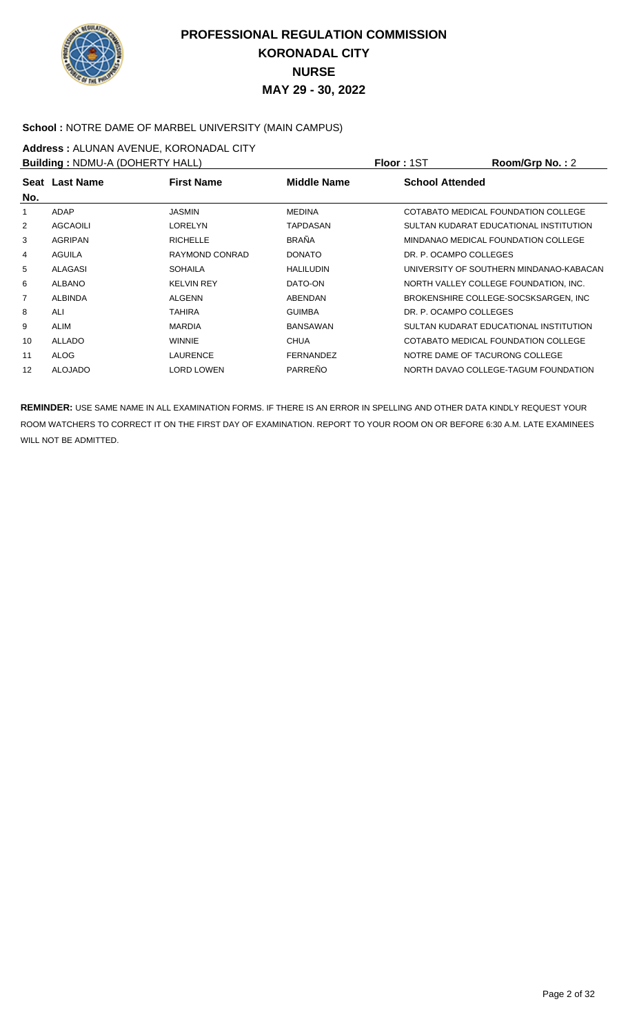# PROFESSIONAL REGULATION COMMISSION
# KORONADAL CITY
# NURSE
# MAY 29 - 30, 2022

**School :** NOTRE DAME OF MARBEL UNIVERSITY (MAIN CAMPUS)

**Address :** ALUNAN AVENUE, KORONADAL CITY

**Building :** NDMU-A (DOHERTY HALL) **Floor :** 1ST **Room/Grp No. :** 2

| Seat No. | Last Name | First Name | Middle Name | School Attended |
|---|---|---|---|---|
| 1 | ADAP | JASMIN | MEDINA | COTABATO MEDICAL FOUNDATION COLLEGE |
| 2 | AGCAOILI | LORELYN | TAPDASAN | SULTAN KUDARAT EDUCATIONAL INSTITUTION |
| 3 | AGRIPAN | RICHELLE | BRAÑA | MINDANAO MEDICAL FOUNDATION COLLEGE |
| 4 | AGUILA | RAYMOND CONRAD | DONATO | DR. P. OCAMPO COLLEGES |
| 5 | ALAGASI | SOHAILA | HALILUDIN | UNIVERSITY OF SOUTHERN MINDANAO-KABACAN |
| 6 | ALBANO | KELVIN REY | DATO-ON | NORTH VALLEY COLLEGE FOUNDATION, INC. |
| 7 | ALBINDA | ALGENN | ABENDAN | BROKENSHIRE COLLEGE-SOCSKSARGEN, INC |
| 8 | ALI | TAHIRA | GUIMBA | DR. P. OCAMPO COLLEGES |
| 9 | ALIM | MARDIA | BANSAWAN | SULTAN KUDARAT EDUCATIONAL INSTITUTION |
| 10 | ALLADO | WINNIE | CHUA | COTABATO MEDICAL FOUNDATION COLLEGE |
| 11 | ALOG | LAURENCE | FERNANDEZ | NOTRE DAME OF TACURONG COLLEGE |
| 12 | ALOJADO | LORD LOWEN | PARREÑO | NORTH DAVAO COLLEGE-TAGUM FOUNDATION |

**REMINDER:** USE SAME NAME IN ALL EXAMINATION FORMS. IF THERE IS AN ERROR IN SPELLING AND OTHER DATA KINDLY REQUEST YOUR ROOM WATCHERS TO CORRECT IT ON THE FIRST DAY OF EXAMINATION. REPORT TO YOUR ROOM ON OR BEFORE 6:30 A.M. LATE EXAMINEES WILL NOT BE ADMITTED.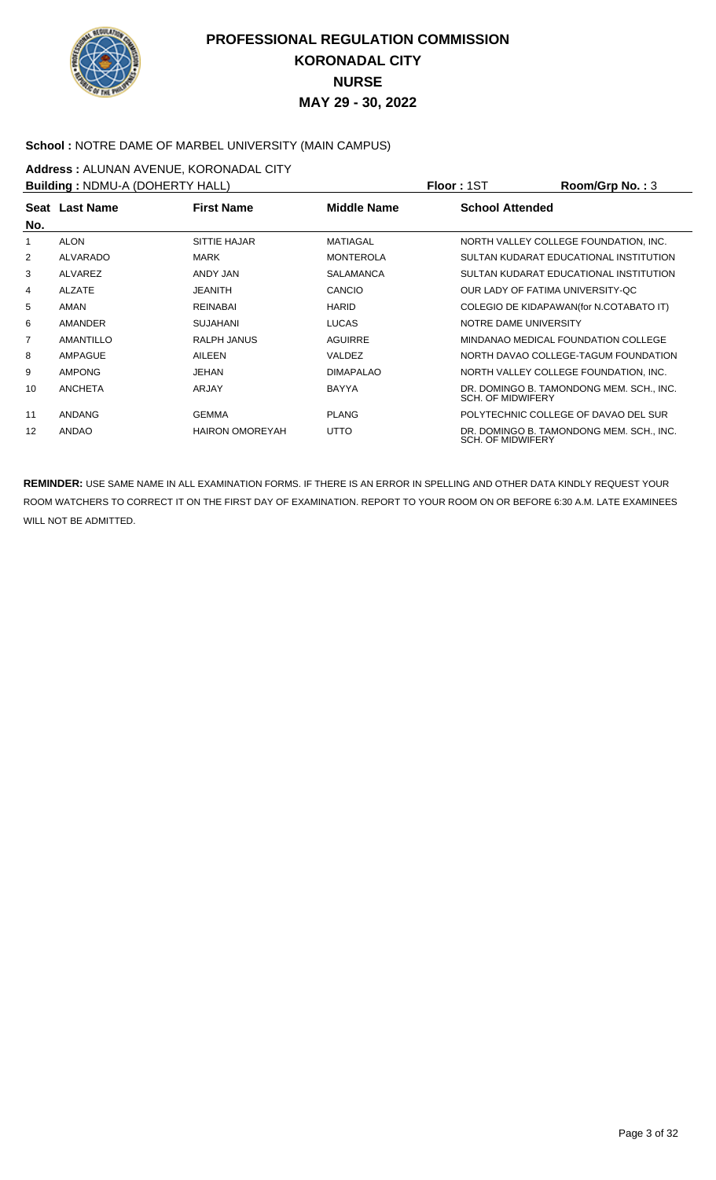# PROFESSIONAL REGULATION COMMISSION
## KORONADAL CITY
## NURSE
## MAY 29 - 30, 2022

**School :** NOTRE DAME OF MARBEL UNIVERSITY (MAIN CAMPUS)

**Address :** ALUNAN AVENUE, KORONADAL CITY

**Building :** NDMU-A (DOHERTY HALL) **Floor :** 1ST **Room/Grp No. :** 3

| Seat No. | Last Name | First Name | Middle Name | School Attended |
|---|---|---|---|---|
| 1 | ALON | SITTIE HAJAR | MATIAGAL | NORTH VALLEY COLLEGE FOUNDATION, INC. |
| 2 | ALVARADO | MARK | MONTEROLA | SULTAN KUDARAT EDUCATIONAL INSTITUTION |
| 3 | ALVAREZ | ANDY JAN | SALAMANCA | SULTAN KUDARAT EDUCATIONAL INSTITUTION |
| 4 | ALZATE | JEANITH | CANCIO | OUR LADY OF FATIMA UNIVERSITY-QC |
| 5 | AMAN | REINABAI | HARID | COLEGIO DE KIDAPAWAN(for N.COTABATO IT) |
| 6 | AMANDER | SUJAHANI | LUCAS | NOTRE DAME UNIVERSITY |
| 7 | AMANTILLO | RALPH JANUS | AGUIRRE | MINDANAO MEDICAL FOUNDATION COLLEGE |
| 8 | AMPAGUE | AILEEN | VALDEZ | NORTH DAVAO COLLEGE-TAGUM FOUNDATION |
| 9 | AMPONG | JEHAN | DIMAPALAO | NORTH VALLEY COLLEGE FOUNDATION, INC. |
| 10 | ANCHETA | ARJAY | BAYYA | DR. DOMINGO B. TAMONDONG MEM. SCH., INC. SCH. OF MIDWIFERY |
| 11 | ANDANG | GEMMA | PLANG | POLYTECHNIC COLLEGE OF DAVAO DEL SUR |
| 12 | ANDAO | HAIRON OMOREYAH | UTTO | DR. DOMINGO B. TAMONDONG MEM. SCH., INC. SCH. OF MIDWIFERY |

**REMINDER:** USE SAME NAME IN ALL EXAMINATION FORMS. IF THERE IS AN ERROR IN SPELLING AND OTHER DATA KINDLY REQUEST YOUR ROOM WATCHERS TO CORRECT IT ON THE FIRST DAY OF EXAMINATION. REPORT TO YOUR ROOM ON OR BEFORE 6:30 A.M. LATE EXAMINEES WILL NOT BE ADMITTED.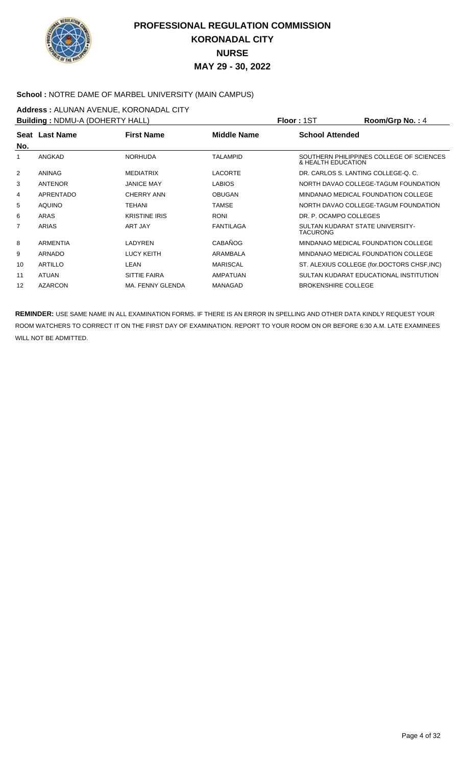# PROFESSIONAL REGULATION COMMISSION
# KORONADAL CITY
# NURSE
# MAY 29 - 30, 2022

**School :** NOTRE DAME OF MARBEL UNIVERSITY (MAIN CAMPUS)

**Address :** ALUNAN AVENUE, KORONADAL CITY

**Building :** NDMU-A (DOHERTY HALL) **Floor :** 1ST **Room/Grp No. :** 4

| Seat No. | Last Name | First Name | Middle Name | School Attended |
|---|---|---|---|---|
| 1 | ANGKAD | NORHUDA | TALAMPID | SOUTHERN PHILIPPINES COLLEGE OF SCIENCES & HEALTH EDUCATION |
| 2 | ANINAG | MEDIATRIX | LACORTE | DR. CARLOS S. LANTING COLLEGE-Q. C. |
| 3 | ANTENOR | JANICE MAY | LABIOS | NORTH DAVAO COLLEGE-TAGUM FOUNDATION |
| 4 | APRENTADO | CHERRY ANN | OBUGAN | MINDANAO MEDICAL FOUNDATION COLLEGE |
| 5 | AQUINO | TEHANI | TAMSE | NORTH DAVAO COLLEGE-TAGUM FOUNDATION |
| 6 | ARAS | KRISTINE IRIS | RONI | DR. P. OCAMPO COLLEGES |
| 7 | ARIAS | ART JAY | FANTILAGA | SULTAN KUDARAT STATE UNIVERSITY-TACURONG |
| 8 | ARMENTIA | LADYREN | CABAÑOG | MINDANAO MEDICAL FOUNDATION COLLEGE |
| 9 | ARNADO | LUCY KEITH | ARAMBALA | MINDANAO MEDICAL FOUNDATION COLLEGE |
| 10 | ARTILLO | LEAN | MARISCAL | ST. ALEXIUS COLLEGE (for.DOCTORS CHSF,INC) |
| 11 | ATUAN | SITTIE FAIRA | AMPATUAN | SULTAN KUDARAT EDUCATIONAL INSTITUTION |
| 12 | AZARCON | MA. FENNY GLENDA | MANAGAD | BROKENSHIRE COLLEGE |

**REMINDER:** USE SAME NAME IN ALL EXAMINATION FORMS. IF THERE IS AN ERROR IN SPELLING AND OTHER DATA KINDLY REQUEST YOUR ROOM WATCHERS TO CORRECT IT ON THE FIRST DAY OF EXAMINATION. REPORT TO YOUR ROOM ON OR BEFORE 6:30 A.M. LATE EXAMINEES WILL NOT BE ADMITTED.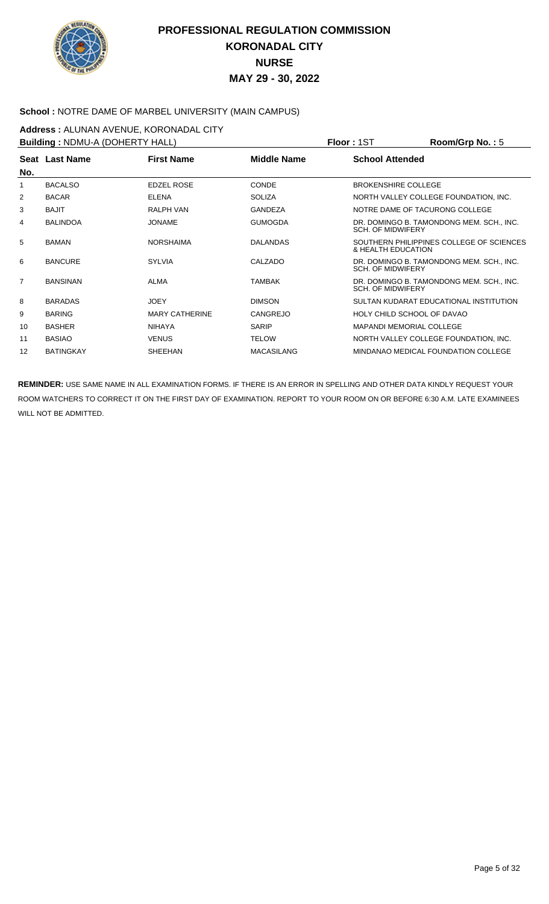# PROFESSIONAL REGULATION COMMISSION
# KORONADAL CITY
# NURSE
# MAY 29 - 30, 2022

**School :** NOTRE DAME OF MARBEL UNIVERSITY (MAIN CAMPUS)

**Address :** ALUNAN AVENUE, KORONADAL CITY

**Building :** NDMU-A (DOHERTY HALL) **Floor :** 1ST **Room/Grp No. :** 5

| Seat No. | Last Name | First Name | Middle Name | School Attended |
|---|---|---|---|---|
| 1 | BACALSO | EDZEL ROSE | CONDE | BROKENSHIRE COLLEGE |
| 2 | BACAR | ELENA | SOLIZA | NORTH VALLEY COLLEGE FOUNDATION, INC. |
| 3 | BAJIT | RALPH VAN | GANDEZA | NOTRE DAME OF TACURONG COLLEGE |
| 4 | BALINDOA | JONAME | GUMOGDA | DR. DOMINGO B. TAMONDONG MEM. SCH., INC. SCH. OF MIDWIFERY |
| 5 | BAMAN | NORSHAIMA | DALANDAS | SOUTHERN PHILIPPINES COLLEGE OF SCIENCES & HEALTH EDUCATION |
| 6 | BANCURE | SYLVIA | CALZADO | DR. DOMINGO B. TAMONDONG MEM. SCH., INC. SCH. OF MIDWIFERY |
| 7 | BANSINAN | ALMA | TAMBAK | DR. DOMINGO B. TAMONDONG MEM. SCH., INC. SCH. OF MIDWIFERY |
| 8 | BARADAS | JOEY | DIMSON | SULTAN KUDARAT EDUCATIONAL INSTITUTION |
| 9 | BARING | MARY CATHERINE | CANGREJO | HOLY CHILD SCHOOL OF DAVAO |
| 10 | BASHER | NIHAYA | SARIP | MAPANDI MEMORIAL COLLEGE |
| 11 | BASIAO | VENUS | TELOW | NORTH VALLEY COLLEGE FOUNDATION, INC. |
| 12 | BATINGKAY | SHEEHAN | MACASILANG | MINDANAO MEDICAL FOUNDATION COLLEGE |

**REMINDER:** USE SAME NAME IN ALL EXAMINATION FORMS. IF THERE IS AN ERROR IN SPELLING AND OTHER DATA KINDLY REQUEST YOUR ROOM WATCHERS TO CORRECT IT ON THE FIRST DAY OF EXAMINATION. REPORT TO YOUR ROOM ON OR BEFORE 6:30 A.M. LATE EXAMINEES WILL NOT BE ADMITTED.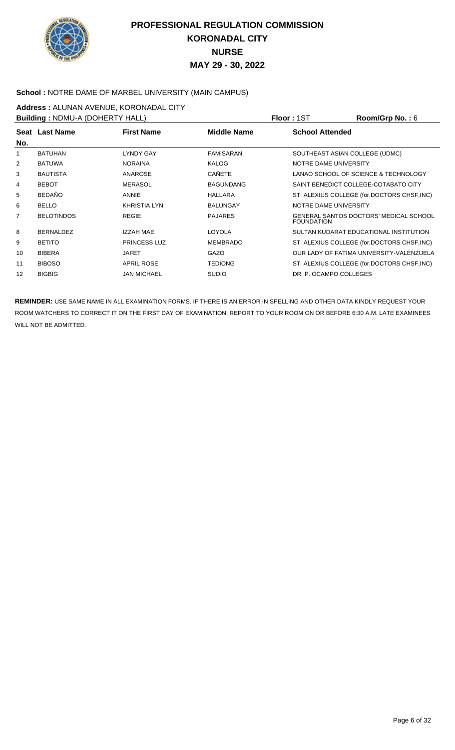# PROFESSIONAL REGULATION COMMISSION
# KORONADAL CITY
# NURSE
# MAY 29 - 30, 2022

**School :** NOTRE DAME OF MARBEL UNIVERSITY (MAIN CAMPUS)

**Address :** ALUNAN AVENUE, KORONADAL CITY

**Building :** NDMU-A (DOHERTY HALL) **Floor :** 1ST **Room/Grp No. :** 6

| Seat No. | Last Name | First Name | Middle Name | School Attended |
|---|---|---|---|---|
| 1 | BATUHAN | LYNDY GAY | FAMISARAN | SOUTHEAST ASIAN COLLEGE (UDMC) |
| 2 | BATUWA | NORAINA | KALOG | NOTRE DAME UNIVERSITY |
| 3 | BAUTISTA | ANAROSE | CAÑETE | LANAO SCHOOL OF SCIENCE & TECHNOLOGY |
| 4 | BEBOT | MERASOL | BAGUNDANG | SAINT BENEDICT COLLEGE-COTABATO CITY |
| 5 | BEDAÑO | ANNIE | HALLARA | ST. ALEXIUS COLLEGE (for.DOCTORS CHSF,INC) |
| 6 | BELLO | KHRISTIA LYN | BALUNGAY | NOTRE DAME UNIVERSITY |
| 7 | BELOTINDOS | REGIE | PAJARES | GENERAL SANTOS DOCTORS' MEDICAL SCHOOL FOUNDATION |
| 8 | BERNALDEZ | IZZAH MAE | LOYOLA | SULTAN KUDARAT EDUCATIONAL INSTITUTION |
| 9 | BETITO | PRINCESS LUZ | MEMBRADO | ST. ALEXIUS COLLEGE (for.DOCTORS CHSF,INC) |
| 10 | BIBERA | JAFET | GAZO | OUR LADY OF FATIMA UNIVERSITY-VALENZUELA |
| 11 | BIBOSO | APRIL ROSE | TEDIONG | ST. ALEXIUS COLLEGE (for.DOCTORS CHSF,INC) |
| 12 | BIGBIG | JAN MICHAEL | SUDIO | DR. P. OCAMPO COLLEGES |

**REMINDER:** USE SAME NAME IN ALL EXAMINATION FORMS. IF THERE IS AN ERROR IN SPELLING AND OTHER DATA KINDLY REQUEST YOUR ROOM WATCHERS TO CORRECT IT ON THE FIRST DAY OF EXAMINATION. REPORT TO YOUR ROOM ON OR BEFORE 6:30 A.M. LATE EXAMINEES WILL NOT BE ADMITTED.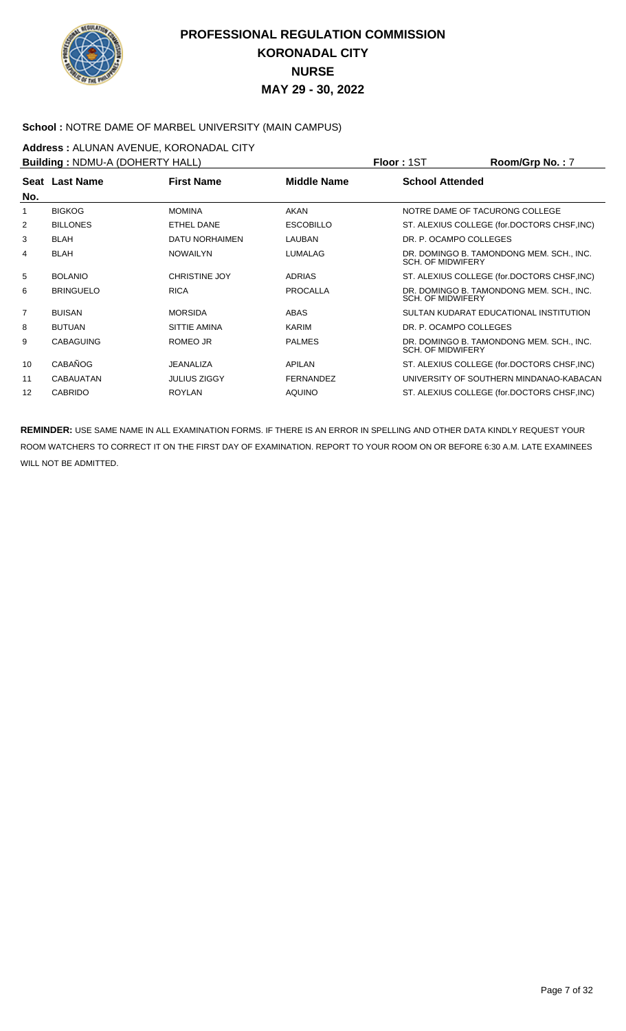# PROFESSIONAL REGULATION COMMISSION
# KORONADAL CITY
# NURSE
# MAY 29 - 30, 2022

**School :** NOTRE DAME OF MARBEL UNIVERSITY (MAIN CAMPUS)

**Address :** ALUNAN AVENUE, KORONADAL CITY

**Building :** NDMU-A (DOHERTY HALL) **Floor :** 1ST **Room/Grp No. :** 7

| Seat No. | Last Name | First Name | Middle Name | School Attended |
|---|---|---|---|---|
| 1 | BIGKOG | MOMINA | AKAN | NOTRE DAME OF TACURONG COLLEGE |
| 2 | BILLONES | ETHEL DANE | ESCOBILLO | ST. ALEXIUS COLLEGE (for.DOCTORS CHSF,INC) |
| 3 | BLAH | DATU NORHAIMEN | LAUBAN | DR. P. OCAMPO COLLEGES |
| 4 | BLAH | NOWAILYN | LUMALAG | DR. DOMINGO B. TAMONDONG MEM. SCH., INC. SCH. OF MIDWIFERY |
| 5 | BOLANIO | CHRISTINE JOY | ADRIAS | ST. ALEXIUS COLLEGE (for.DOCTORS CHSF,INC) |
| 6 | BRINGUELO | RICA | PROCALLA | DR. DOMINGO B. TAMONDONG MEM. SCH., INC. SCH. OF MIDWIFERY |
| 7 | BUISAN | MORSIDA | ABAS | SULTAN KUDARAT EDUCATIONAL INSTITUTION |
| 8 | BUTUAN | SITTIE AMINA | KARIM | DR. P. OCAMPO COLLEGES |
| 9 | CABAGUING | ROMEO JR | PALMES | DR. DOMINGO B. TAMONDONG MEM. SCH., INC. SCH. OF MIDWIFERY |
| 10 | CABAÑOG | JEANALIZA | APILAN | ST. ALEXIUS COLLEGE (for.DOCTORS CHSF,INC) |
| 11 | CABAUATAN | JULIUS ZIGGY | FERNANDEZ | UNIVERSITY OF SOUTHERN MINDANAO-KABACAN |
| 12 | CABRIDO | ROYLAN | AQUINO | ST. ALEXIUS COLLEGE (for.DOCTORS CHSF,INC) |

**REMINDER:** USE SAME NAME IN ALL EXAMINATION FORMS. IF THERE IS AN ERROR IN SPELLING AND OTHER DATA KINDLY REQUEST YOUR ROOM WATCHERS TO CORRECT IT ON THE FIRST DAY OF EXAMINATION. REPORT TO YOUR ROOM ON OR BEFORE 6:30 A.M. LATE EXAMINEES WILL NOT BE ADMITTED.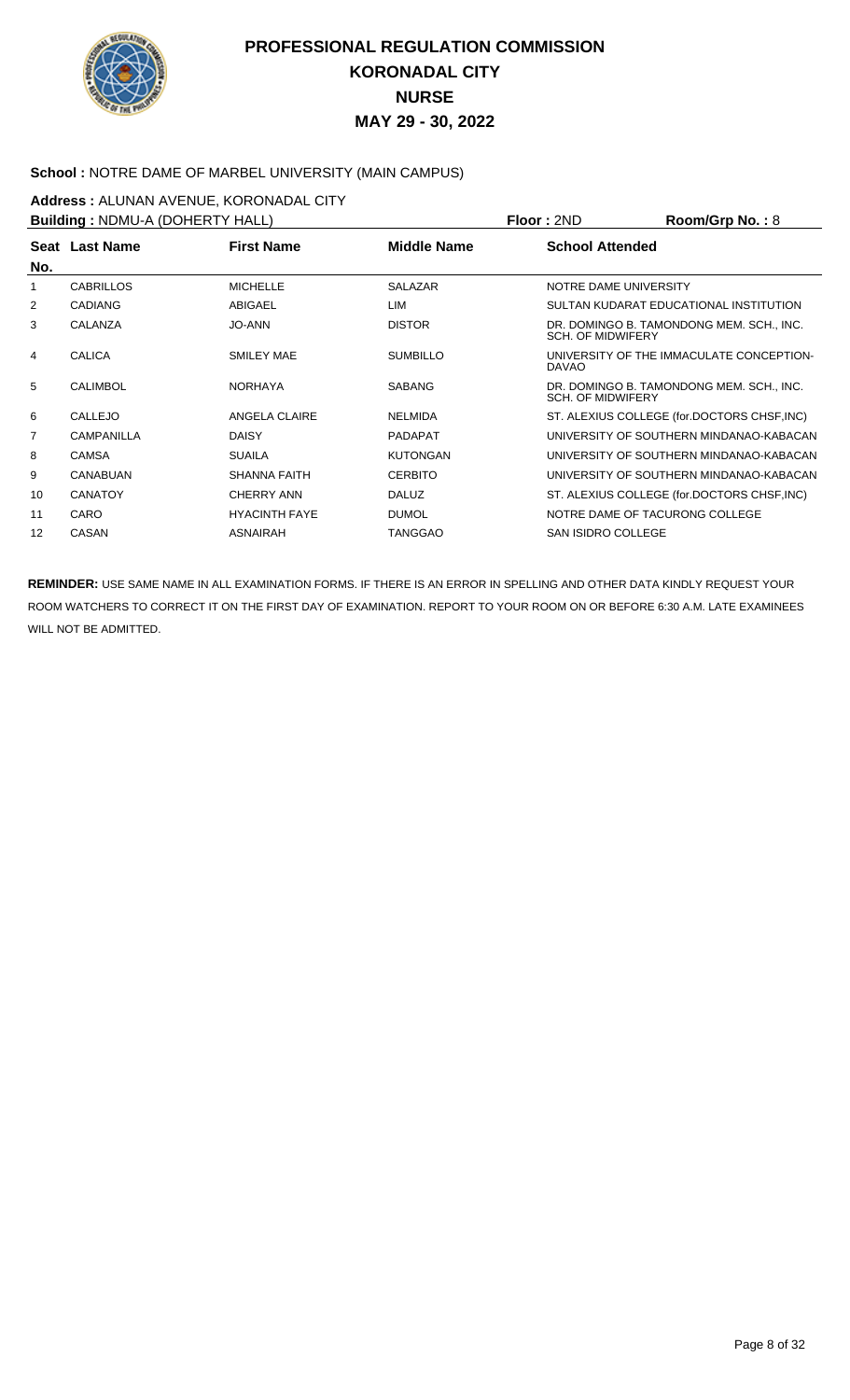# PROFESSIONAL REGULATION COMMISSION
# KORONADAL CITY
# NURSE
# MAY 29 - 30, 2022

**School :** NOTRE DAME OF MARBEL UNIVERSITY (MAIN CAMPUS)

**Address :** ALUNAN AVENUE, KORONADAL CITY

**Building :** NDMU-A (DOHERTY HALL) **Floor :** 2ND **Room/Grp No. :** 8

| Seat No. | Last Name | First Name | Middle Name | School Attended |
|---|---|---|---|---|
| 1 | CABRILLOS | MICHELLE | SALAZAR | NOTRE DAME UNIVERSITY |
| 2 | CADIANG | ABIGAEL | LIM | SULTAN KUDARAT EDUCATIONAL INSTITUTION |
| 3 | CALANZA | JO-ANN | DISTOR | DR. DOMINGO B. TAMONDONG MEM. SCH., INC. SCH. OF MIDWIFERY |
| 4 | CALICA | SMILEY MAE | SUMBILLO | UNIVERSITY OF THE IMMACULATE CONCEPTION-DAVAO |
| 5 | CALIMBOL | NORHAYA | SABANG | DR. DOMINGO B. TAMONDONG MEM. SCH., INC. SCH. OF MIDWIFERY |
| 6 | CALLEJO | ANGELA CLAIRE | NELMIDA | ST. ALEXIUS COLLEGE (for.DOCTORS CHSF,INC) |
| 7 | CAMPANILLA | DAISY | PADAPAT | UNIVERSITY OF SOUTHERN MINDANAO-KABACAN |
| 8 | CAMSA | SUAILA | KUTONGAN | UNIVERSITY OF SOUTHERN MINDANAO-KABACAN |
| 9 | CANABUAN | SHANNA FAITH | CERBITO | UNIVERSITY OF SOUTHERN MINDANAO-KABACAN |
| 10 | CANATOY | CHERRY ANN | DALUZ | ST. ALEXIUS COLLEGE (for.DOCTORS CHSF,INC) |
| 11 | CARO | HYACINTH FAYE | DUMOL | NOTRE DAME OF TACURONG COLLEGE |
| 12 | CASAN | ASNAIRAH | TANGGAO | SAN ISIDRO COLLEGE |

**REMINDER:** USE SAME NAME IN ALL EXAMINATION FORMS. IF THERE IS AN ERROR IN SPELLING AND OTHER DATA KINDLY REQUEST YOUR ROOM WATCHERS TO CORRECT IT ON THE FIRST DAY OF EXAMINATION. REPORT TO YOUR ROOM ON OR BEFORE 6:30 A.M. LATE EXAMINEES WILL NOT BE ADMITTED.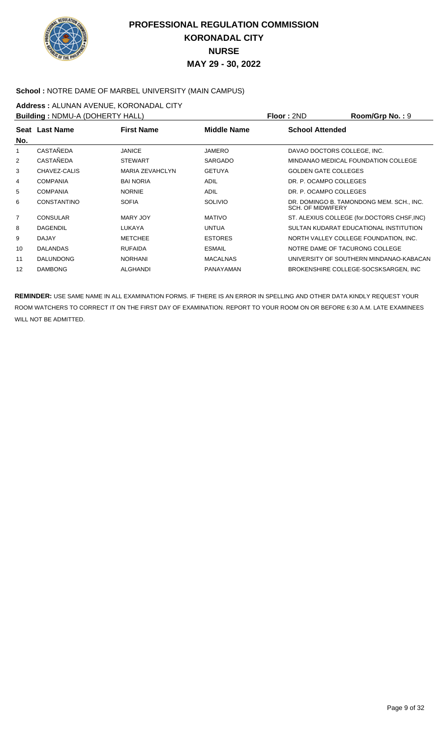# PROFESSIONAL REGULATION COMMISSION
# KORONADAL CITY
# NURSE
# MAY 29 - 30, 2022

**School :** NOTRE DAME OF MARBEL UNIVERSITY (MAIN CAMPUS)

**Address :** ALUNAN AVENUE, KORONADAL CITY

**Building :** NDMU-A (DOHERTY HALL) **Floor :** 2ND **Room/Grp No. :** 9

| Seat No. | Last Name | First Name | Middle Name | School Attended |
|---|---|---|---|---|
| 1 | CASTAÑEDA | JANICE | JAMERO | DAVAO DOCTORS COLLEGE, INC. |
| 2 | CASTAÑEDA | STEWART | SARGADO | MINDANAO MEDICAL FOUNDATION COLLEGE |
| 3 | CHAVEZ-CALIS | MARIA ZEVAHCLYN | GETUYA | GOLDEN GATE COLLEGES |
| 4 | COMPANIA | BAI NORIA | ADIL | DR. P. OCAMPO COLLEGES |
| 5 | COMPANIA | NORNIE | ADIL | DR. P. OCAMPO COLLEGES |
| 6 | CONSTANTINO | SOFIA | SOLIVIO | DR. DOMINGO B. TAMONDONG MEM. SCH., INC. SCH. OF MIDWIFERY |
| 7 | CONSULAR | MARY JOY | MATIVO | ST. ALEXIUS COLLEGE (for.DOCTORS CHSF,INC) |
| 8 | DAGENDIL | LUKAYA | UNTUA | SULTAN KUDARAT EDUCATIONAL INSTITUTION |
| 9 | DAJAY | METCHEE | ESTORES | NORTH VALLEY COLLEGE FOUNDATION, INC. |
| 10 | DALANDAS | RUFAIDA | ESMAIL | NOTRE DAME OF TACURONG COLLEGE |
| 11 | DALUNDONG | NORHANI | MACALNAS | UNIVERSITY OF SOUTHERN MINDANAO-KABACAN |
| 12 | DAMBONG | ALGHANDI | PANAYAMAN | BROKENSHIRE COLLEGE-SOCSKSARGEN, INC |

**REMINDER:** USE SAME NAME IN ALL EXAMINATION FORMS. IF THERE IS AN ERROR IN SPELLING AND OTHER DATA KINDLY REQUEST YOUR ROOM WATCHERS TO CORRECT IT ON THE FIRST DAY OF EXAMINATION. REPORT TO YOUR ROOM ON OR BEFORE 6:30 A.M. LATE EXAMINEES WILL NOT BE ADMITTED.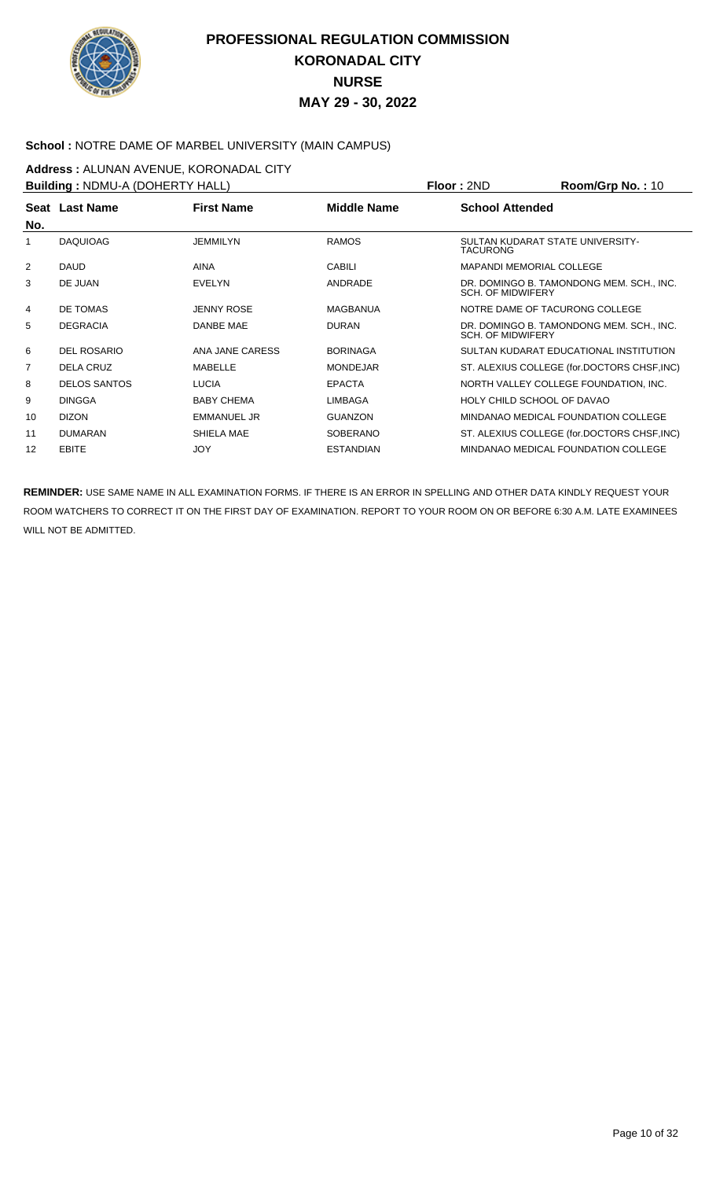# PROFESSIONAL REGULATION COMMISSION
# KORONADAL CITY
# NURSE
# MAY 29 - 30, 2022

**School :** NOTRE DAME OF MARBEL UNIVERSITY (MAIN CAMPUS)

**Address :** ALUNAN AVENUE, KORONADAL CITY

**Building :** NDMU-A (DOHERTY HALL) **Floor :** 2ND **Room/Grp No. :** 10

| Seat No. | Last Name | First Name | Middle Name | School Attended |
|---|---|---|---|---|
| 1 | DAQUIOAG | JEMMILYN | RAMOS | SULTAN KUDARAT STATE UNIVERSITY-TACURONG |
| 2 | DAUD | AINA | CABILI | MAPANDI MEMORIAL COLLEGE |
| 3 | DE JUAN | EVELYN | ANDRADE | DR. DOMINGO B. TAMONDONG MEM. SCH., INC. SCH. OF MIDWIFERY |
| 4 | DE TOMAS | JENNY ROSE | MAGBANUA | NOTRE DAME OF TACURONG COLLEGE |
| 5 | DEGRACIA | DANBE MAE | DURAN | DR. DOMINGO B. TAMONDONG MEM. SCH., INC. SCH. OF MIDWIFERY |
| 6 | DEL ROSARIO | ANA JANE CARESS | BORINAGA | SULTAN KUDARAT EDUCATIONAL INSTITUTION |
| 7 | DELA CRUZ | MABELLE | MONDEJAR | ST. ALEXIUS COLLEGE (for.DOCTORS CHSF,INC) |
| 8 | DELOS SANTOS | LUCIA | EPACTA | NORTH VALLEY COLLEGE FOUNDATION, INC. |
| 9 | DINGGA | BABY CHEMA | LIMBAGA | HOLY CHILD SCHOOL OF DAVAO |
| 10 | DIZON | EMMANUEL JR | GUANZON | MINDANAO MEDICAL FOUNDATION COLLEGE |
| 11 | DUMARAN | SHIELA MAE | SOBERANO | ST. ALEXIUS COLLEGE (for.DOCTORS CHSF,INC) |
| 12 | EBITE | JOY | ESTANDIAN | MINDANAO MEDICAL FOUNDATION COLLEGE |

**REMINDER:** USE SAME NAME IN ALL EXAMINATION FORMS. IF THERE IS AN ERROR IN SPELLING AND OTHER DATA KINDLY REQUEST YOUR ROOM WATCHERS TO CORRECT IT ON THE FIRST DAY OF EXAMINATION. REPORT TO YOUR ROOM ON OR BEFORE 6:30 A.M. LATE EXAMINEES WILL NOT BE ADMITTED.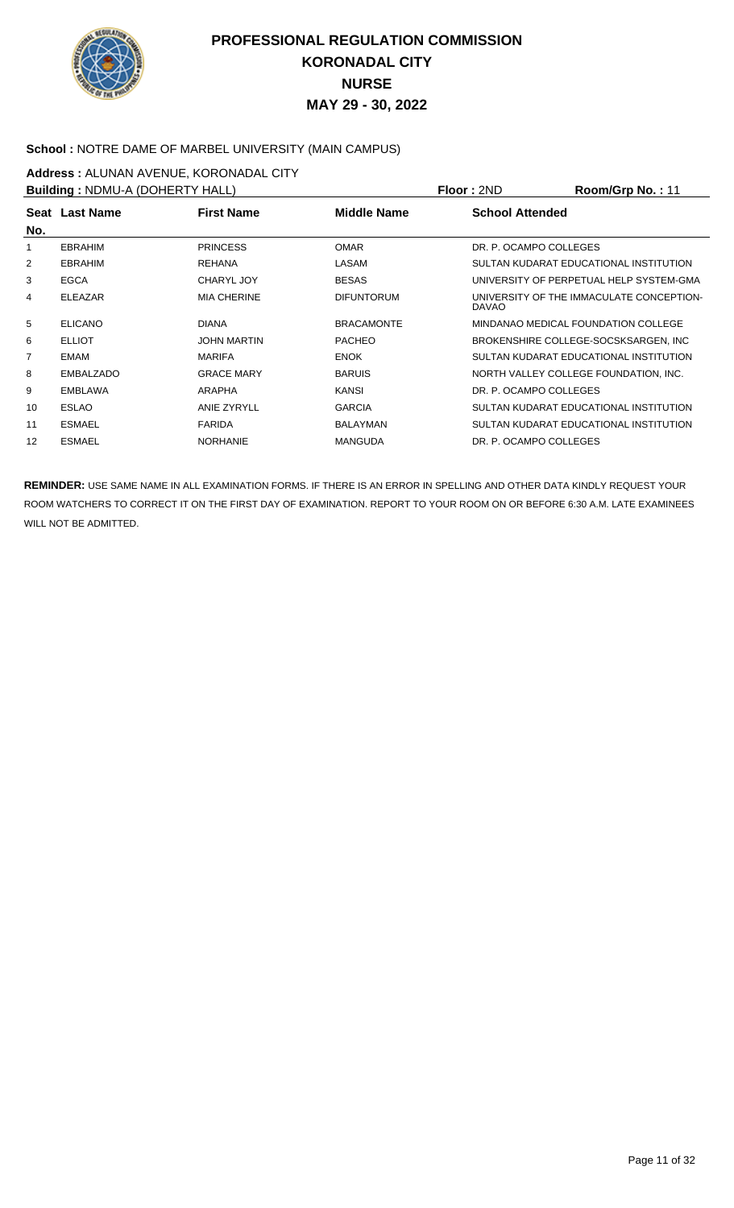# PROFESSIONAL REGULATION COMMISSION
## KORONADAL CITY
## NURSE
## MAY 29 - 30, 2022

**School :** NOTRE DAME OF MARBEL UNIVERSITY (MAIN CAMPUS)

**Address :** ALUNAN AVENUE, KORONADAL CITY

**Building :** NDMU-A (DOHERTY HALL) **Floor :** 2ND **Room/Grp No. :** 11

| Seat No. | Last Name | First Name | Middle Name | School Attended |
|---|---|---|---|---|
| 1 | EBRAHIM | PRINCESS | OMAR | DR. P. OCAMPO COLLEGES |
| 2 | EBRAHIM | REHANA | LASAM | SULTAN KUDARAT EDUCATIONAL INSTITUTION |
| 3 | EGCA | CHARYL JOY | BESAS | UNIVERSITY OF PERPETUAL HELP SYSTEM-GMA |
| 4 | ELEAZAR | MIA CHERINE | DIFUNTORUM | UNIVERSITY OF THE IMMACULATE CONCEPTION-DAVAO |
| 5 | ELICANO | DIANA | BRACAMONTE | MINDANAO MEDICAL FOUNDATION COLLEGE |
| 6 | ELLIOT | JOHN MARTIN | PACHEO | BROKENSHIRE COLLEGE-SOCSKSARGEN, INC |
| 7 | EMAM | MARIFA | ENOK | SULTAN KUDARAT EDUCATIONAL INSTITUTION |
| 8 | EMBALZADO | GRACE MARY | BARUIS | NORTH VALLEY COLLEGE FOUNDATION, INC. |
| 9 | EMBLAWA | ARAPHA | KANSI | DR. P. OCAMPO COLLEGES |
| 10 | ESLAO | ANIE ZYRYLL | GARCIA | SULTAN KUDARAT EDUCATIONAL INSTITUTION |
| 11 | ESMAEL | FARIDA | BALAYMAN | SULTAN KUDARAT EDUCATIONAL INSTITUTION |
| 12 | ESMAEL | NORHANIE | MANGUDA | DR. P. OCAMPO COLLEGES |

**REMINDER:** USE SAME NAME IN ALL EXAMINATION FORMS. IF THERE IS AN ERROR IN SPELLING AND OTHER DATA KINDLY REQUEST YOUR ROOM WATCHERS TO CORRECT IT ON THE FIRST DAY OF EXAMINATION. REPORT TO YOUR ROOM ON OR BEFORE 6:30 A.M. LATE EXAMINEES WILL NOT BE ADMITTED.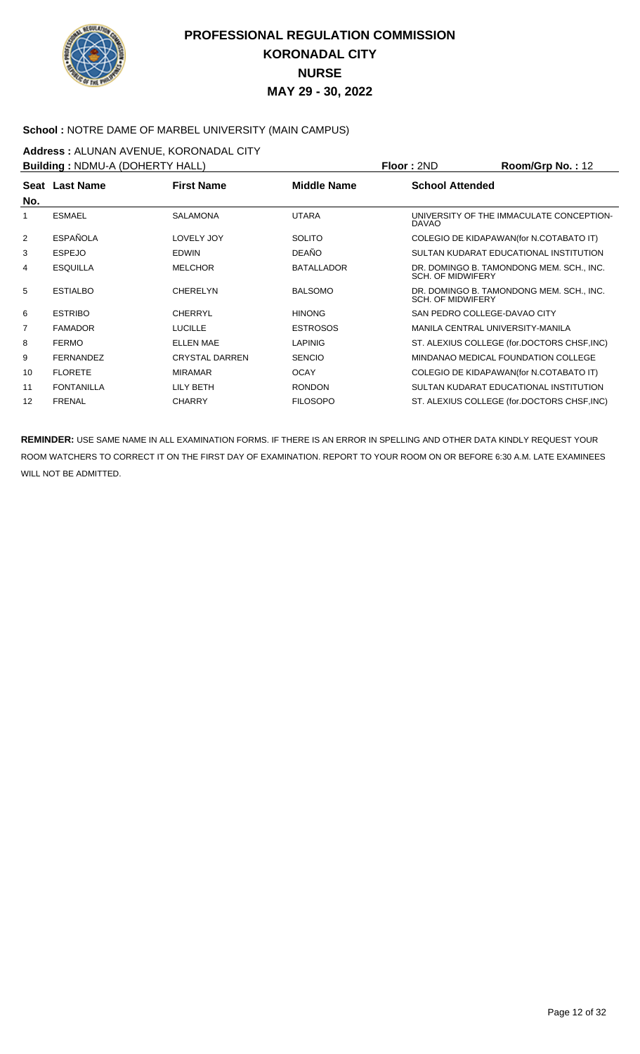# PROFESSIONAL REGULATION COMMISSION
## KORONADAL CITY
## NURSE
## MAY 29 - 30, 2022

**School :** NOTRE DAME OF MARBEL UNIVERSITY (MAIN CAMPUS)

**Address :** ALUNAN AVENUE, KORONADAL CITY

**Building :** NDMU-A (DOHERTY HALL) **Floor :** 2ND **Room/Grp No. :** 12

| Seat No. | Last Name | First Name | Middle Name | School Attended |
|---|---|---|---|---|
| 1 | ESMAEL | SALAMONA | UTARA | UNIVERSITY OF THE IMMACULATE CONCEPTION-DAVAO |
| 2 | ESPAÑOLA | LOVELY JOY | SOLITO | COLEGIO DE KIDAPAWAN(for N.COTABATO IT) |
| 3 | ESPEJO | EDWIN | DEAÑO | SULTAN KUDARAT EDUCATIONAL INSTITUTION |
| 4 | ESQUILLA | MELCHOR | BATALLADOR | DR. DOMINGO B. TAMONDONG MEM. SCH., INC. SCH. OF MIDWIFERY |
| 5 | ESTIALBO | CHERELYN | BALSOMO | DR. DOMINGO B. TAMONDONG MEM. SCH., INC. SCH. OF MIDWIFERY |
| 6 | ESTRIBO | CHERRYL | HINONG | SAN PEDRO COLLEGE-DAVAO CITY |
| 7 | FAMADOR | LUCILLE | ESTROSOS | MANILA CENTRAL UNIVERSITY-MANILA |
| 8 | FERMO | ELLEN MAE | LAPINIG | ST. ALEXIUS COLLEGE (for.DOCTORS CHSF,INC) |
| 9 | FERNANDEZ | CRYSTAL DARREN | SENCIO | MINDANAO MEDICAL FOUNDATION COLLEGE |
| 10 | FLORETE | MIRAMAR | OCAY | COLEGIO DE KIDAPAWAN(for N.COTABATO IT) |
| 11 | FONTANILLA | LILY BETH | RONDON | SULTAN KUDARAT EDUCATIONAL INSTITUTION |
| 12 | FRENAL | CHARRY | FILOSOPO | ST. ALEXIUS COLLEGE (for.DOCTORS CHSF,INC) |

**REMINDER:** USE SAME NAME IN ALL EXAMINATION FORMS. IF THERE IS AN ERROR IN SPELLING AND OTHER DATA KINDLY REQUEST YOUR ROOM WATCHERS TO CORRECT IT ON THE FIRST DAY OF EXAMINATION. REPORT TO YOUR ROOM ON OR BEFORE 6:30 A.M. LATE EXAMINEES WILL NOT BE ADMITTED.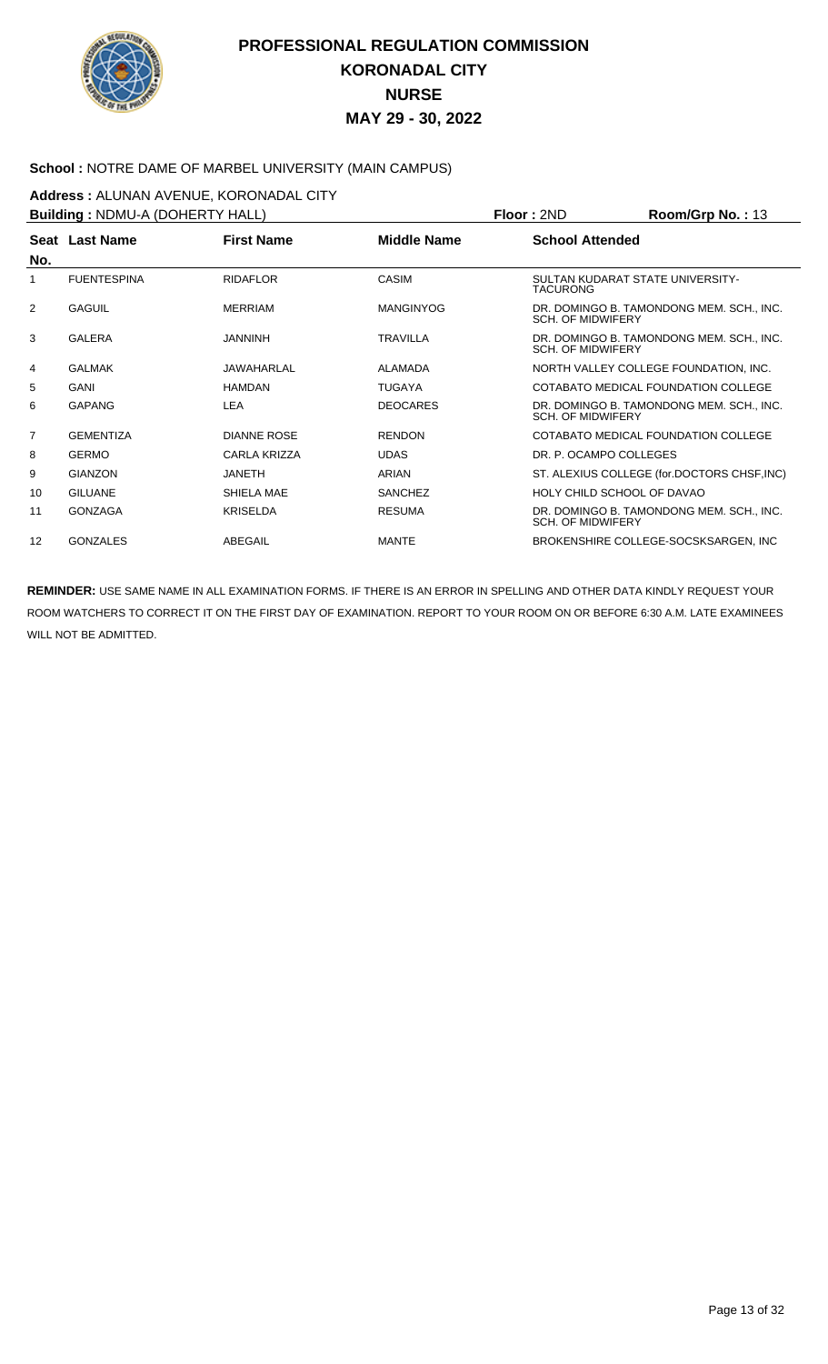# PROFESSIONAL REGULATION COMMISSION
## KORONADAL CITY
## NURSE
## MAY 29 - 30, 2022

**School :** NOTRE DAME OF MARBEL UNIVERSITY (MAIN CAMPUS)

**Address :** ALUNAN AVENUE, KORONADAL CITY

**Building :** NDMU-A (DOHERTY HALL) **Floor :** 2ND **Room/Grp No. :** 13

| Seat No. | Last Name | First Name | Middle Name | School Attended |
|---|---|---|---|---|
| 1 | FUENTESPINA | RIDAFLOR | CASIM | SULTAN KUDARAT STATE UNIVERSITY-TACURONG |
| 2 | GAGUIL | MERRIAM | MANGINYOG | DR. DOMINGO B. TAMONDONG MEM. SCH., INC. SCH. OF MIDWIFERY |
| 3 | GALERA | JANNINH | TRAVILLA | DR. DOMINGO B. TAMONDONG MEM. SCH., INC. SCH. OF MIDWIFERY |
| 4 | GALMAK | JAWAHARLAL | ALAMADA | NORTH VALLEY COLLEGE FOUNDATION, INC. |
| 5 | GANI | HAMDAN | TUGAYA | COTABATO MEDICAL FOUNDATION COLLEGE |
| 6 | GAPANG | LEA | DEOCARES | DR. DOMINGO B. TAMONDONG MEM. SCH., INC. SCH. OF MIDWIFERY |
| 7 | GEMENTIZA | DIANNE ROSE | RENDON | COTABATO MEDICAL FOUNDATION COLLEGE |
| 8 | GERMO | CARLA KRIZZA | UDAS | DR. P. OCAMPO COLLEGES |
| 9 | GIANZON | JANETH | ARIAN | ST. ALEXIUS COLLEGE (for.DOCTORS CHSF,INC) |
| 10 | GILUANE | SHIELA MAE | SANCHEZ | HOLY CHILD SCHOOL OF DAVAO |
| 11 | GONZAGA | KRISELDA | RESUMA | DR. DOMINGO B. TAMONDONG MEM. SCH., INC. SCH. OF MIDWIFERY |
| 12 | GONZALES | ABEGAIL | MANTE | BROKENSHIRE COLLEGE-SOCSKSARGEN, INC |

**REMINDER:** USE SAME NAME IN ALL EXAMINATION FORMS. IF THERE IS AN ERROR IN SPELLING AND OTHER DATA KINDLY REQUEST YOUR ROOM WATCHERS TO CORRECT IT ON THE FIRST DAY OF EXAMINATION. REPORT TO YOUR ROOM ON OR BEFORE 6:30 A.M. LATE EXAMINEES WILL NOT BE ADMITTED.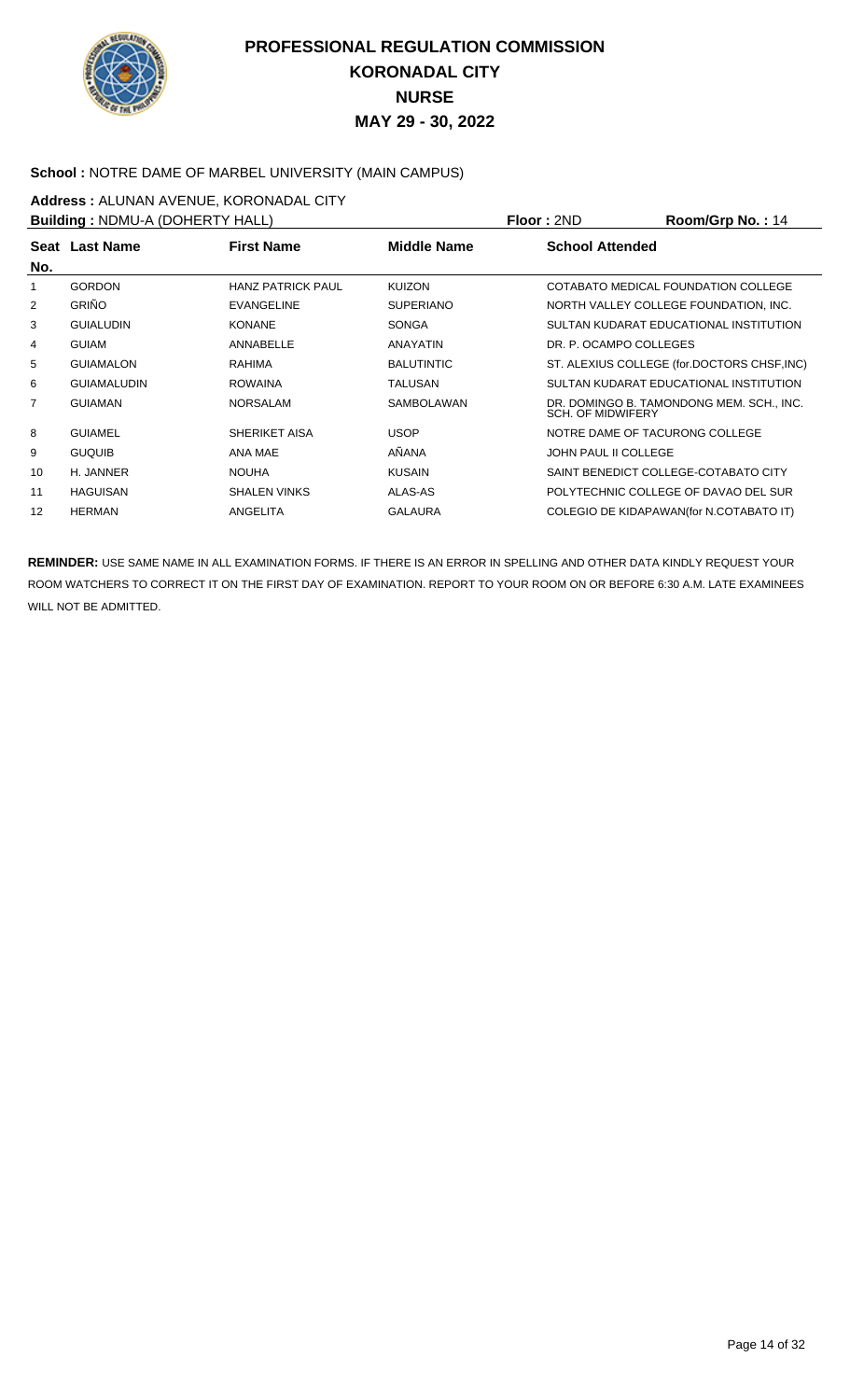# PROFESSIONAL REGULATION COMMISSION
# KORONADAL CITY
# NURSE
# MAY 29 - 30, 2022

**School :** NOTRE DAME OF MARBEL UNIVERSITY (MAIN CAMPUS)

**Address :** ALUNAN AVENUE, KORONADAL CITY

**Building :** NDMU-A (DOHERTY HALL) **Floor :** 2ND **Room/Grp No. :** 14

| Seat No. | Last Name | First Name | Middle Name | School Attended |
|---|---|---|---|---|
| 1 | GORDON | HANZ PATRICK PAUL | KUIZON | COTABATO MEDICAL FOUNDATION COLLEGE |
| 2 | GRIÑO | EVANGELINE | SUPERIANO | NORTH VALLEY COLLEGE FOUNDATION, INC. |
| 3 | GUIALUDIN | KONANE | SONGA | SULTAN KUDARAT EDUCATIONAL INSTITUTION |
| 4 | GUIAM | ANNABELLE | ANAYATIN | DR. P. OCAMPO COLLEGES |
| 5 | GUIAMALON | RAHIMA | BALUTINTIC | ST. ALEXIUS COLLEGE (for.DOCTORS CHSF,INC) |
| 6 | GUIAMALUDIN | ROWAINA | TALUSAN | SULTAN KUDARAT EDUCATIONAL INSTITUTION |
| 7 | GUIAMAN | NORSALAM | SAMBOLAWAN | DR. DOMINGO B. TAMONDONG MEM. SCH., INC. SCH. OF MIDWIFERY |
| 8 | GUIAMEL | SHERIKET AISA | USOP | NOTRE DAME OF TACURONG COLLEGE |
| 9 | GUQUIB | ANA MAE | AÑANA | JOHN PAUL II COLLEGE |
| 10 | H. JANNER | NOUHA | KUSAIN | SAINT BENEDICT COLLEGE-COTABATO CITY |
| 11 | HAGUISAN | SHALEN VINKS | ALAS-AS | POLYTECHNIC COLLEGE OF DAVAO DEL SUR |
| 12 | HERMAN | ANGELITA | GALAURA | COLEGIO DE KIDAPAWAN(for N.COTABATO IT) |

**REMINDER:** USE SAME NAME IN ALL EXAMINATION FORMS. IF THERE IS AN ERROR IN SPELLING AND OTHER DATA KINDLY REQUEST YOUR ROOM WATCHERS TO CORRECT IT ON THE FIRST DAY OF EXAMINATION. REPORT TO YOUR ROOM ON OR BEFORE 6:30 A.M. LATE EXAMINEES WILL NOT BE ADMITTED.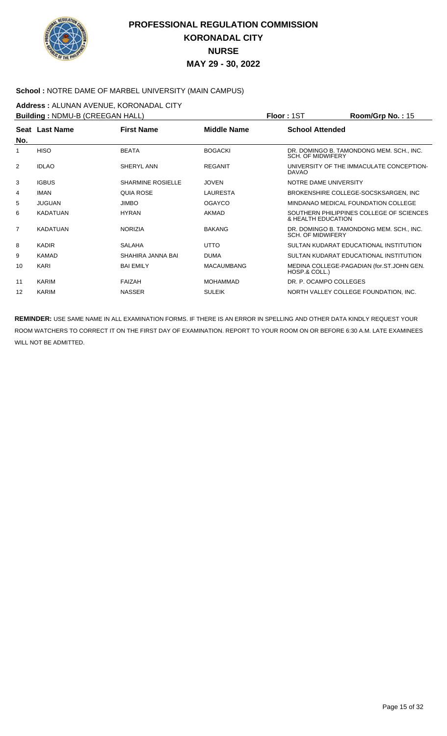# PROFESSIONAL REGULATION COMMISSION
## KORONADAL CITY
## NURSE
## MAY 29 - 30, 2022

**School :** NOTRE DAME OF MARBEL UNIVERSITY (MAIN CAMPUS)

**Address :** ALUNAN AVENUE, KORONADAL CITY

**Building :** NDMU-B (CREEGAN HALL) **Floor :** 1ST **Room/Grp No. :** 15

| Seat No. | Last Name | First Name | Middle Name | School Attended |
|---|---|---|---|---|
| 1 | HISO | BEATA | BOGACKI | DR. DOMINGO B. TAMONDONG MEM. SCH., INC. SCH. OF MIDWIFERY |
| 2 | IDLAO | SHERYL ANN | REGANIT | UNIVERSITY OF THE IMMACULATE CONCEPTION-DAVAO |
| 3 | IGBUS | SHARMINE ROSIELLE | JOVEN | NOTRE DAME UNIVERSITY |
| 4 | IMAN | QUIA ROSE | LAURESTA | BROKENSHIRE COLLEGE-SOCSKSARGEN, INC |
| 5 | JUGUAN | JIMBO | OGAYCO | MINDANAO MEDICAL FOUNDATION COLLEGE |
| 6 | KADATUAN | HYRAN | AKMAD | SOUTHERN PHILIPPINES COLLEGE OF SCIENCES & HEALTH EDUCATION |
| 7 | KADATUAN | NORIZIA | BAKANG | DR. DOMINGO B. TAMONDONG MEM. SCH., INC. SCH. OF MIDWIFERY |
| 8 | KADIR | SALAHA | UTTO | SULTAN KUDARAT EDUCATIONAL INSTITUTION |
| 9 | KAMAD | SHAHIRA JANNA BAI | DUMA | SULTAN KUDARAT EDUCATIONAL INSTITUTION |
| 10 | KARI | BAI EMILY | MACAUMBANG | MEDINA COLLEGE-PAGADIAN (for.ST.JOHN GEN. HOSP.& COLL.) |
| 11 | KARIM | FAIZAH | MOHAMMAD | DR. P. OCAMPO COLLEGES |
| 12 | KARIM | NASSER | SULEIK | NORTH VALLEY COLLEGE FOUNDATION, INC. |

**REMINDER:** USE SAME NAME IN ALL EXAMINATION FORMS. IF THERE IS AN ERROR IN SPELLING AND OTHER DATA KINDLY REQUEST YOUR ROOM WATCHERS TO CORRECT IT ON THE FIRST DAY OF EXAMINATION. REPORT TO YOUR ROOM ON OR BEFORE 6:30 A.M. LATE EXAMINEES WILL NOT BE ADMITTED.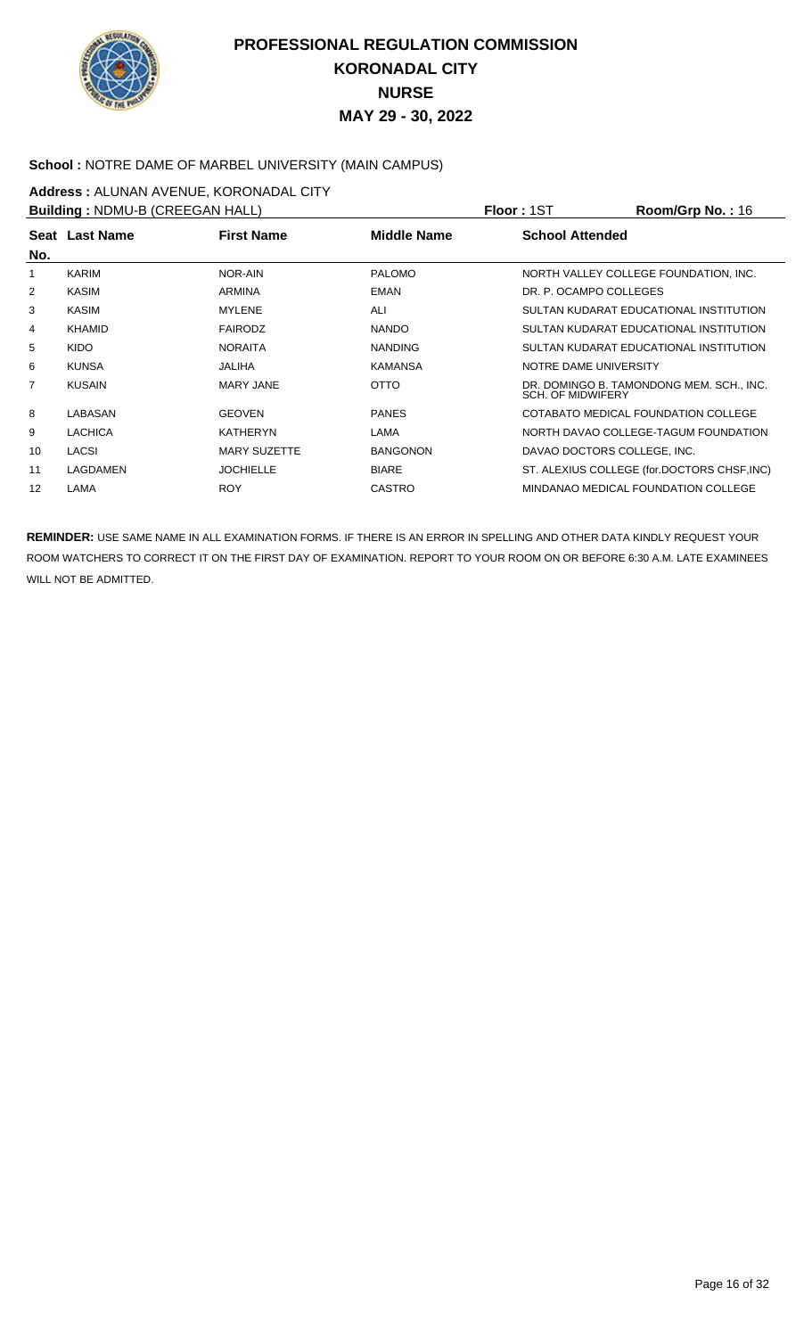# PROFESSIONAL REGULATION COMMISSION
## KORONADAL CITY
## NURSE
## MAY 29 - 30, 2022

**School :** NOTRE DAME OF MARBEL UNIVERSITY (MAIN CAMPUS)

**Address :** ALUNAN AVENUE, KORONADAL CITY

**Building :** NDMU-B (CREEGAN HALL) **Floor :** 1ST **Room/Grp No. :** 16

| Seat No. | Last Name | First Name | Middle Name | School Attended |
|---|---|---|---|---|
| 1 | KARIM | NOR-AIN | PALOMO | NORTH VALLEY COLLEGE FOUNDATION, INC. |
| 2 | KASIM | ARMINA | EMAN | DR. P. OCAMPO COLLEGES |
| 3 | KASIM | MYLENE | ALI | SULTAN KUDARAT EDUCATIONAL INSTITUTION |
| 4 | KHAMID | FAIRODZ | NANDO | SULTAN KUDARAT EDUCATIONAL INSTITUTION |
| 5 | KIDO | NORAITA | NANDING | SULTAN KUDARAT EDUCATIONAL INSTITUTION |
| 6 | KUNSA | JALIHA | KAMANSA | NOTRE DAME UNIVERSITY |
| 7 | KUSAIN | MARY JANE | OTTO | DR. DOMINGO B. TAMONDONG MEM. SCH., INC. SCH. OF MIDWIFERY |
| 8 | LABASAN | GEOVEN | PANES | COTABATO MEDICAL FOUNDATION COLLEGE |
| 9 | LACHICA | KATHERYN | LAMA | NORTH DAVAO COLLEGE-TAGUM FOUNDATION |
| 10 | LACSI | MARY SUZETTE | BANGONON | DAVAO DOCTORS COLLEGE, INC. |
| 11 | LAGDAMEN | JOCHIELLE | BIARE | ST. ALEXIUS COLLEGE (for.DOCTORS CHSF,INC) |
| 12 | LAMA | ROY | CASTRO | MINDANAO MEDICAL FOUNDATION COLLEGE |

**REMINDER:** USE SAME NAME IN ALL EXAMINATION FORMS. IF THERE IS AN ERROR IN SPELLING AND OTHER DATA KINDLY REQUEST YOUR ROOM WATCHERS TO CORRECT IT ON THE FIRST DAY OF EXAMINATION. REPORT TO YOUR ROOM ON OR BEFORE 6:30 A.M. LATE EXAMINEES WILL NOT BE ADMITTED.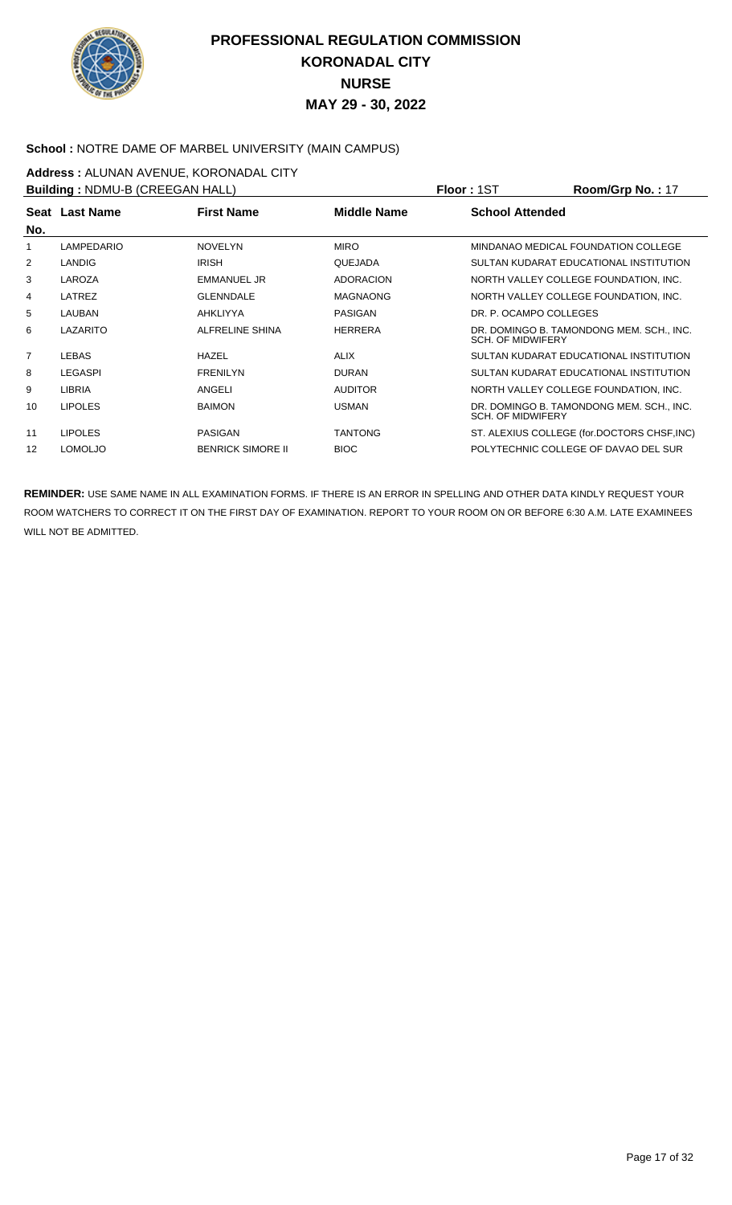# PROFESSIONAL REGULATION COMMISSION
## KORONADAL CITY
## NURSE
## MAY 29 - 30, 2022

**School :** NOTRE DAME OF MARBEL UNIVERSITY (MAIN CAMPUS)

**Address :** ALUNAN AVENUE, KORONADAL CITY

**Building :** NDMU-B (CREEGAN HALL) **Floor :** 1ST **Room/Grp No. :** 17

| Seat No. | Last Name | First Name | Middle Name | School Attended |
|---|---|---|---|---|
| 1 | LAMPEDARIO | NOVELYN | MIRO | MINDANAO MEDICAL FOUNDATION COLLEGE |
| 2 | LANDIG | IRISH | QUEJADA | SULTAN KUDARAT EDUCATIONAL INSTITUTION |
| 3 | LAROZA | EMMANUEL JR | ADORACION | NORTH VALLEY COLLEGE FOUNDATION, INC. |
| 4 | LATREZ | GLENNDALE | MAGNAONG | NORTH VALLEY COLLEGE FOUNDATION, INC. |
| 5 | LAUBAN | AHKLIYYA | PASIGAN | DR. P. OCAMPO COLLEGES |
| 6 | LAZARITO | ALFRELINE SHINA | HERRERA | DR. DOMINGO B. TAMONDONG MEM. SCH., INC. SCH. OF MIDWIFERY |
| 7 | LEBAS | HAZEL | ALIX | SULTAN KUDARAT EDUCATIONAL INSTITUTION |
| 8 | LEGASPI | FRENILYN | DURAN | SULTAN KUDARAT EDUCATIONAL INSTITUTION |
| 9 | LIBRIA | ANGELI | AUDITOR | NORTH VALLEY COLLEGE FOUNDATION, INC. |
| 10 | LIPOLES | BAIMON | USMAN | DR. DOMINGO B. TAMONDONG MEM. SCH., INC. SCH. OF MIDWIFERY |
| 11 | LIPOLES | PASIGAN | TANTONG | ST. ALEXIUS COLLEGE (for.DOCTORS CHSF,INC) |
| 12 | LOMOLJO | BENRICK SIMORE II | BIOC | POLYTECHNIC COLLEGE OF DAVAO DEL SUR |

**REMINDER:** USE SAME NAME IN ALL EXAMINATION FORMS. IF THERE IS AN ERROR IN SPELLING AND OTHER DATA KINDLY REQUEST YOUR ROOM WATCHERS TO CORRECT IT ON THE FIRST DAY OF EXAMINATION. REPORT TO YOUR ROOM ON OR BEFORE 6:30 A.M. LATE EXAMINEES WILL NOT BE ADMITTED.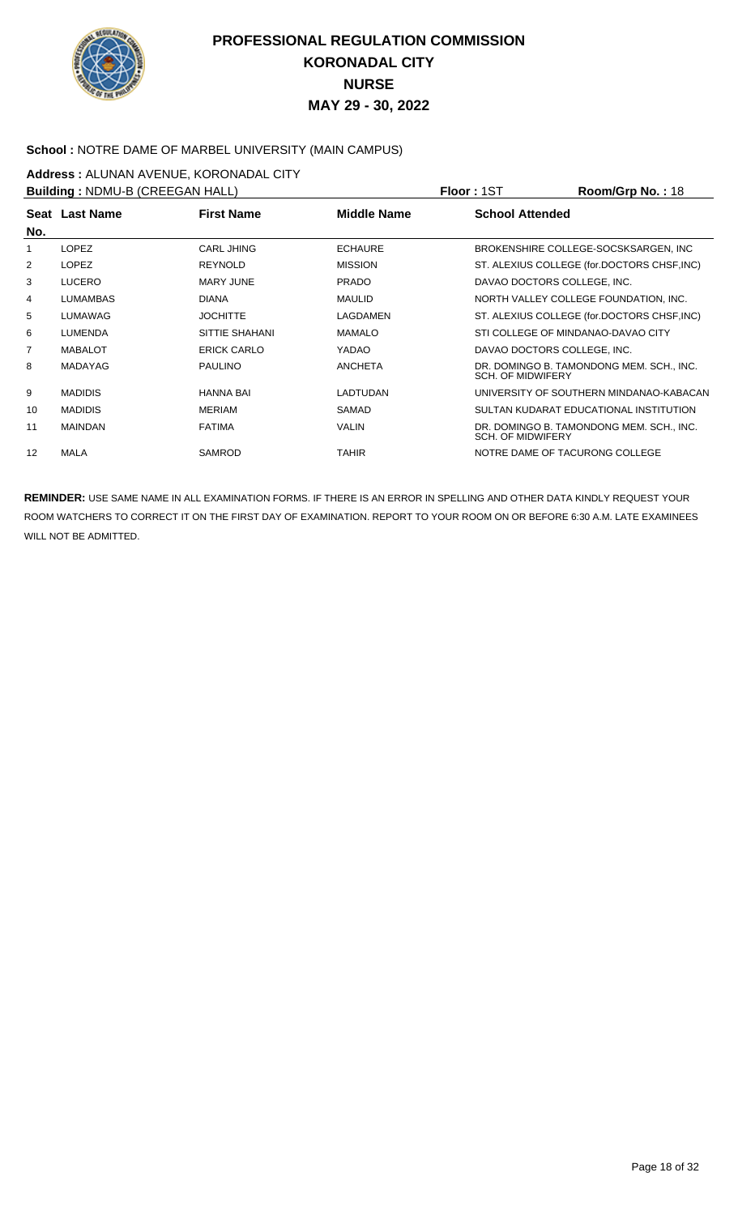# PROFESSIONAL REGULATION COMMISSION
## KORONADAL CITY
## NURSE
## MAY 29 - 30, 2022

**School :** NOTRE DAME OF MARBEL UNIVERSITY (MAIN CAMPUS)

**Address :** ALUNAN AVENUE, KORONADAL CITY

**Building :** NDMU-B (CREEGAN HALL) **Floor :** 1ST **Room/Grp No. :** 18

| Seat No. | Last Name | First Name | Middle Name | School Attended |
|---|---|---|---|---|
| 1 | LOPEZ | CARL JHING | ECHAURE | BROKENSHIRE COLLEGE-SOCSKSARGEN, INC |
| 2 | LOPEZ | REYNOLD | MISSION | ST. ALEXIUS COLLEGE (for.DOCTORS CHSF,INC) |
| 3 | LUCERO | MARY JUNE | PRADO | DAVAO DOCTORS COLLEGE, INC. |
| 4 | LUMAMBAS | DIANA | MAULID | NORTH VALLEY COLLEGE FOUNDATION, INC. |
| 5 | LUMAWAG | JOCHITTE | LAGDAMEN | ST. ALEXIUS COLLEGE (for.DOCTORS CHSF,INC) |
| 6 | LUMENDA | SITTIE SHAHANI | MAMALO | STI COLLEGE OF MINDANAO-DAVAO CITY |
| 7 | MABALOT | ERICK CARLO | YADAO | DAVAO DOCTORS COLLEGE, INC. |
| 8 | MADAYAG | PAULINO | ANCHETA | DR. DOMINGO B. TAMONDONG MEM. SCH., INC. SCH. OF MIDWIFERY |
| 9 | MADIDIS | HANNA BAI | LADTUDAN | UNIVERSITY OF SOUTHERN MINDANAO-KABACAN |
| 10 | MADIDIS | MERIAM | SAMAD | SULTAN KUDARAT EDUCATIONAL INSTITUTION |
| 11 | MAINDAN | FATIMA | VALIN | DR. DOMINGO B. TAMONDONG MEM. SCH., INC. SCH. OF MIDWIFERY |
| 12 | MALA | SAMROD | TAHIR | NOTRE DAME OF TACURONG COLLEGE |

**REMINDER:** USE SAME NAME IN ALL EXAMINATION FORMS. IF THERE IS AN ERROR IN SPELLING AND OTHER DATA KINDLY REQUEST YOUR ROOM WATCHERS TO CORRECT IT ON THE FIRST DAY OF EXAMINATION. REPORT TO YOUR ROOM ON OR BEFORE 6:30 A.M. LATE EXAMINEES WILL NOT BE ADMITTED.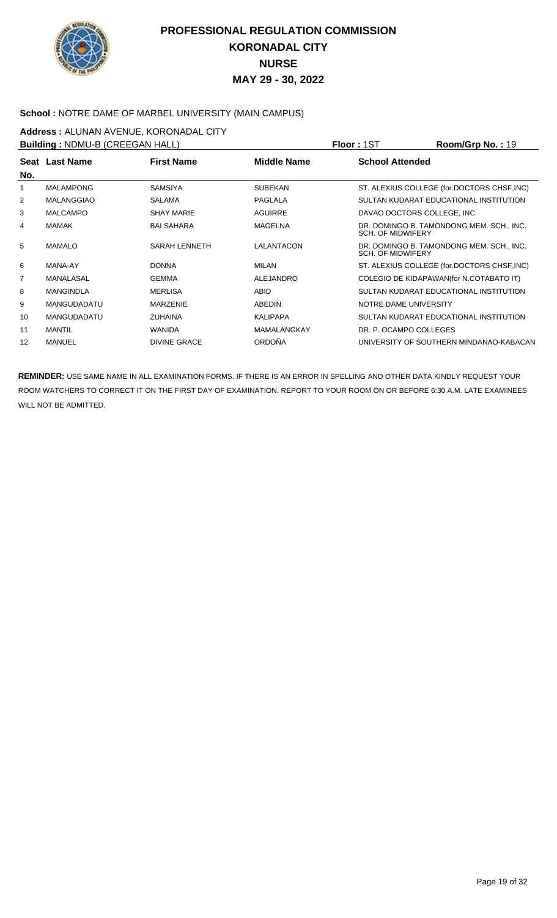# PROFESSIONAL REGULATION COMMISSION
## KORONADAL CITY
## NURSE
## MAY 29 - 30, 2022

**School :** NOTRE DAME OF MARBEL UNIVERSITY (MAIN CAMPUS)

**Address :** ALUNAN AVENUE, KORONADAL CITY

**Building :** NDMU-B (CREEGAN HALL) **Floor :** 1ST **Room/Grp No. :** 19

| Seat No. | Last Name | First Name | Middle Name | School Attended |
|---|---|---|---|---|
| 1 | MALAMPONG | SAMSIYA | SUBEKAN | ST. ALEXIUS COLLEGE (for.DOCTORS CHSF,INC) |
| 2 | MALANGGIAO | SALAMA | PAGLALA | SULTAN KUDARAT EDUCATIONAL INSTITUTION |
| 3 | MALCAMPO | SHAY MARIE | AGUIRRE | DAVAO DOCTORS COLLEGE, INC. |
| 4 | MAMAK | BAI SAHARA | MAGELNA | DR. DOMINGO B. TAMONDONG MEM. SCH., INC. SCH. OF MIDWIFERY |
| 5 | MAMALO | SARAH LENNETH | LALANTACON | DR. DOMINGO B. TAMONDONG MEM. SCH., INC. SCH. OF MIDWIFERY |
| 6 | MANA-AY | DONNA | MILAN | ST. ALEXIUS COLLEGE (for.DOCTORS CHSF,INC) |
| 7 | MANALASAL | GEMMA | ALEJANDRO | COLEGIO DE KIDAPAWAN(for N.COTABATO IT) |
| 8 | MANGINDLA | MERLISA | ABID | SULTAN KUDARAT EDUCATIONAL INSTITUTION |
| 9 | MANGUDADATU | MARZENIE | ABEDIN | NOTRE DAME UNIVERSITY |
| 10 | MANGUDADATU | ZUHAINA | KALIPAPA | SULTAN KUDARAT EDUCATIONAL INSTITUTION |
| 11 | MANTIL | WANIDA | MAMALANGKAY | DR. P. OCAMPO COLLEGES |
| 12 | MANUEL | DIVINE GRACE | ORDOÑA | UNIVERSITY OF SOUTHERN MINDANAO-KABACAN |

**REMINDER:** USE SAME NAME IN ALL EXAMINATION FORMS. IF THERE IS AN ERROR IN SPELLING AND OTHER DATA KINDLY REQUEST YOUR ROOM WATCHERS TO CORRECT IT ON THE FIRST DAY OF EXAMINATION. REPORT TO YOUR ROOM ON OR BEFORE 6:30 A.M. LATE EXAMINEES WILL NOT BE ADMITTED.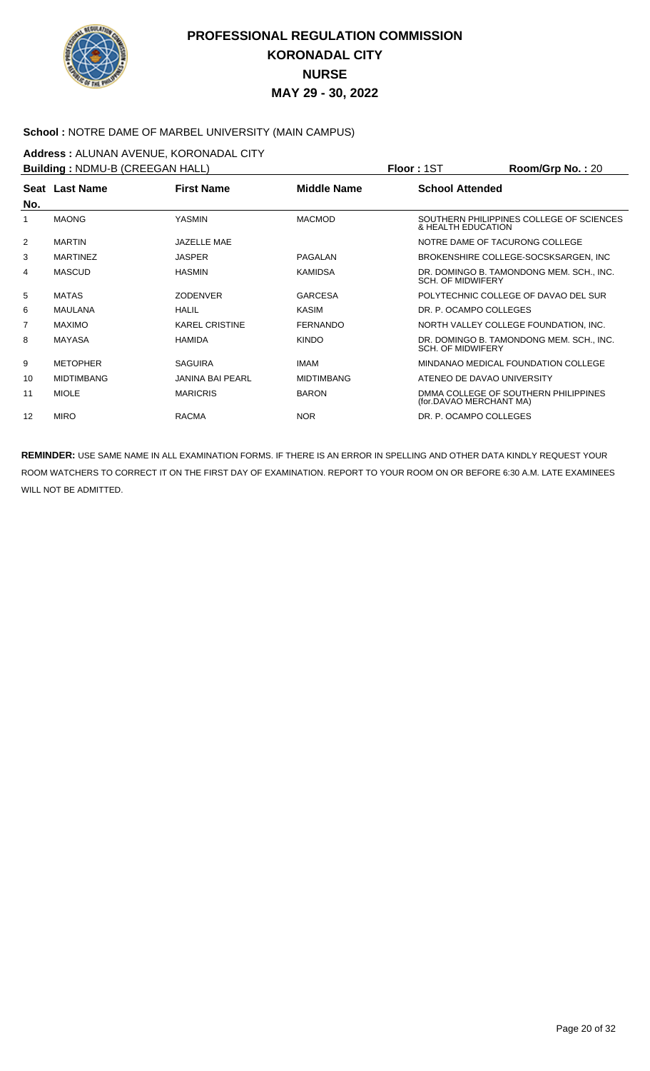# PROFESSIONAL REGULATION COMMISSION
# KORONADAL CITY
# NURSE
# MAY 29 - 30, 2022

**School :** NOTRE DAME OF MARBEL UNIVERSITY (MAIN CAMPUS)

**Address :** ALUNAN AVENUE, KORONADAL CITY

**Building :** NDMU-B (CREEGAN HALL) **Floor :** 1ST **Room/Grp No. :** 20

| Seat No. | Last Name | First Name | Middle Name | School Attended |
|---|---|---|---|---|
| 1 | MAONG | YASMIN | MACMOD | SOUTHERN PHILIPPINES COLLEGE OF SCIENCES & HEALTH EDUCATION |
| 2 | MARTIN | JAZELLE MAE | | NOTRE DAME OF TACURONG COLLEGE |
| 3 | MARTINEZ | JASPER | PAGALAN | BROKENSHIRE COLLEGE-SOCSKSARGEN, INC |
| 4 | MASCUD | HASMIN | KAMIDSA | DR. DOMINGO B. TAMONDONG MEM. SCH., INC. SCH. OF MIDWIFERY |
| 5 | MATAS | ZODENVER | GARCESA | POLYTECHNIC COLLEGE OF DAVAO DEL SUR |
| 6 | MAULANA | HALIL | KASIM | DR. P. OCAMPO COLLEGES |
| 7 | MAXIMO | KAREL CRISTINE | FERNANDO | NORTH VALLEY COLLEGE FOUNDATION, INC. |
| 8 | MAYASA | HAMIDA | KINDO | DR. DOMINGO B. TAMONDONG MEM. SCH., INC. SCH. OF MIDWIFERY |
| 9 | METOPHER | SAGUIRA | IMAM | MINDANAO MEDICAL FOUNDATION COLLEGE |
| 10 | MIDTIMBANG | JANINA BAI PEARL | MIDTIMBANG | ATENEO DE DAVAO UNIVERSITY |
| 11 | MIOLE | MARICRIS | BARON | DMMA COLLEGE OF SOUTHERN PHILIPPINES (for.DAVAO MERCHANT MA) |
| 12 | MIRO | RACMA | NOR | DR. P. OCAMPO COLLEGES |

**REMINDER:** USE SAME NAME IN ALL EXAMINATION FORMS. IF THERE IS AN ERROR IN SPELLING AND OTHER DATA KINDLY REQUEST YOUR ROOM WATCHERS TO CORRECT IT ON THE FIRST DAY OF EXAMINATION. REPORT TO YOUR ROOM ON OR BEFORE 6:30 A.M. LATE EXAMINEES WILL NOT BE ADMITTED.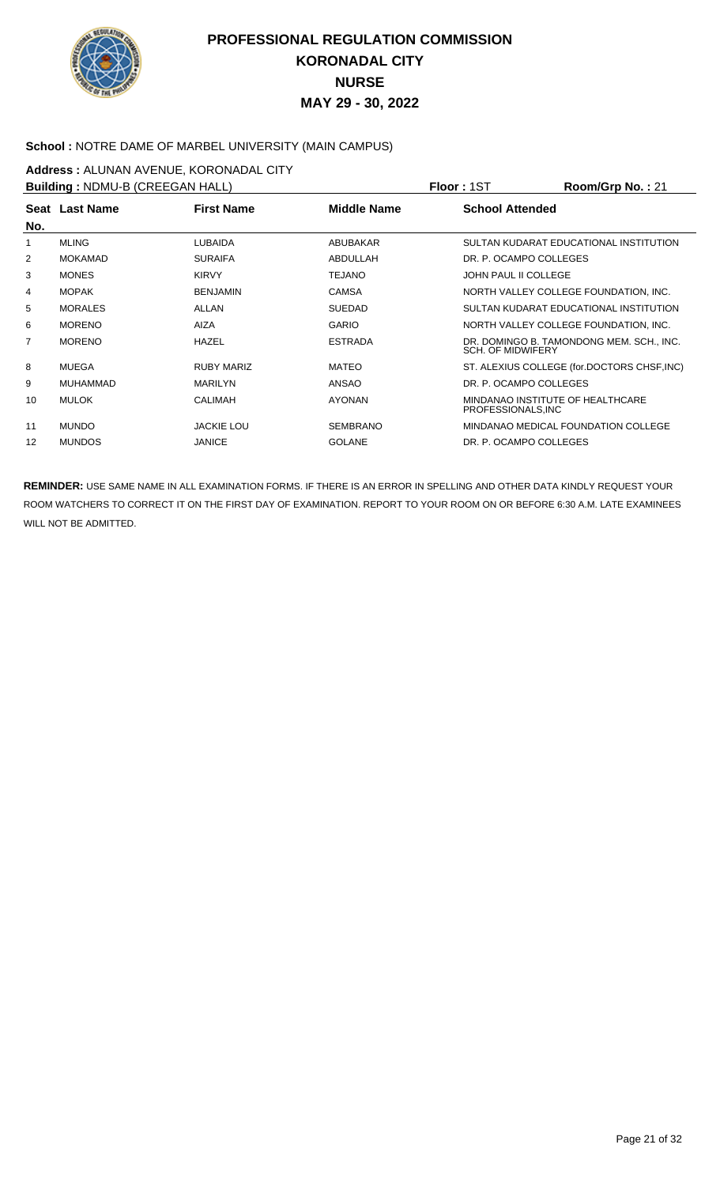# PROFESSIONAL REGULATION COMMISSION
# KORONADAL CITY
# NURSE
# MAY 29 - 30, 2022

**School :** NOTRE DAME OF MARBEL UNIVERSITY (MAIN CAMPUS)

**Address :** ALUNAN AVENUE, KORONADAL CITY

**Building :** NDMU-B (CREEGAN HALL) **Floor :** 1ST **Room/Grp No. :** 21

| Seat No. | Last Name | First Name | Middle Name | School Attended |
|---|---|---|---|---|
| 1 | MLING | LUBAIDA | ABUBAKAR | SULTAN KUDARAT EDUCATIONAL INSTITUTION |
| 2 | MOKAMAD | SURAIFA | ABDULLAH | DR. P. OCAMPO COLLEGES |
| 3 | MONES | KIRVY | TEJANO | JOHN PAUL II COLLEGE |
| 4 | MOPAK | BENJAMIN | CAMSA | NORTH VALLEY COLLEGE FOUNDATION, INC. |
| 5 | MORALES | ALLAN | SUEDAD | SULTAN KUDARAT EDUCATIONAL INSTITUTION |
| 6 | MORENO | AIZA | GARIO | NORTH VALLEY COLLEGE FOUNDATION, INC. |
| 7 | MORENO | HAZEL | ESTRADA | DR. DOMINGO B. TAMONDONG MEM. SCH., INC. SCH. OF MIDWIFERY |
| 8 | MUEGA | RUBY MARIZ | MATEO | ST. ALEXIUS COLLEGE (for.DOCTORS CHSF,INC) |
| 9 | MUHAMMAD | MARILYN | ANSAO | DR. P. OCAMPO COLLEGES |
| 10 | MULOK | CALIMAH | AYONAN | MINDANAO INSTITUTE OF HEALTHCARE PROFESSIONALS,INC |
| 11 | MUNDO | JACKIE LOU | SEMBRANO | MINDANAO MEDICAL FOUNDATION COLLEGE |
| 12 | MUNDOS | JANICE | GOLANE | DR. P. OCAMPO COLLEGES |

**REMINDER:** USE SAME NAME IN ALL EXAMINATION FORMS. IF THERE IS AN ERROR IN SPELLING AND OTHER DATA KINDLY REQUEST YOUR ROOM WATCHERS TO CORRECT IT ON THE FIRST DAY OF EXAMINATION. REPORT TO YOUR ROOM ON OR BEFORE 6:30 A.M. LATE EXAMINEES WILL NOT BE ADMITTED.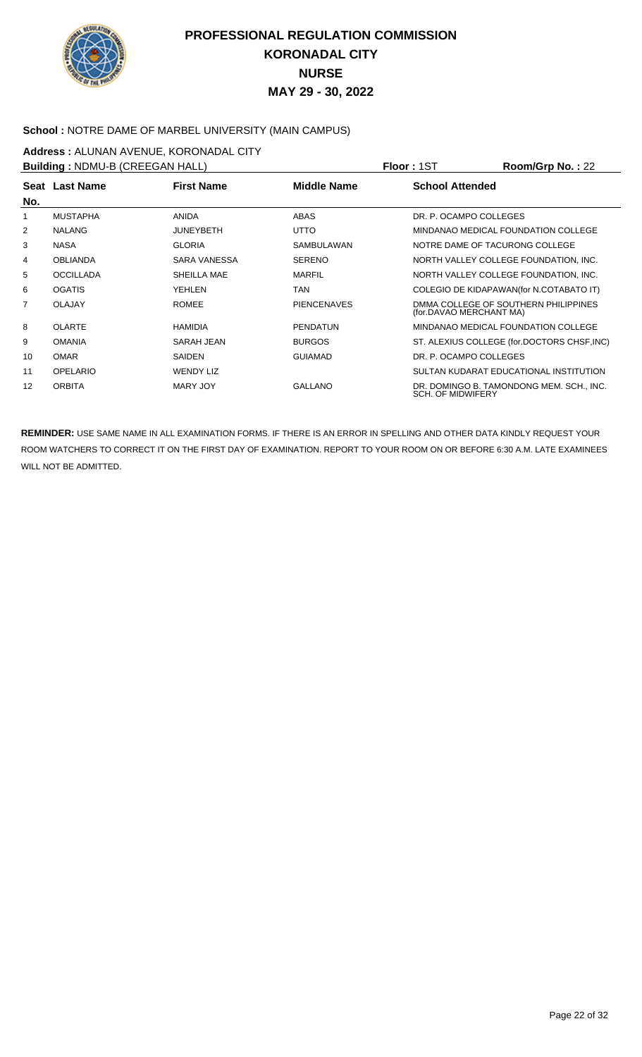# PROFESSIONAL REGULATION COMMISSION
## KORONADAL CITY
## NURSE
## MAY 29 - 30, 2022

**School :** NOTRE DAME OF MARBEL UNIVERSITY (MAIN CAMPUS)

**Address :** ALUNAN AVENUE, KORONADAL CITY

**Building :** NDMU-B (CREEGAN HALL) **Floor :** 1ST **Room/Grp No. :** 22

| Seat No. | Last Name | First Name | Middle Name | School Attended |
|---|---|---|---|---|
| 1 | MUSTAPHA | ANIDA | ABAS | DR. P. OCAMPO COLLEGES |
| 2 | NALANG | JUNEYBETH | UTTO | MINDANAO MEDICAL FOUNDATION COLLEGE |
| 3 | NASA | GLORIA | SAMBULAWAN | NOTRE DAME OF TACURONG COLLEGE |
| 4 | OBLIANDA | SARA VANESSA | SERENO | NORTH VALLEY COLLEGE FOUNDATION, INC. |
| 5 | OCCILLADA | SHEILLA MAE | MARFIL | NORTH VALLEY COLLEGE FOUNDATION, INC. |
| 6 | OGATIS | YEHLEN | TAN | COLEGIO DE KIDAPAWAN(for N.COTABATO IT) |
| 7 | OLAJAY | ROMEE | PIENCENAVES | DMMA COLLEGE OF SOUTHERN PHILIPPINES (for.DAVAO MERCHANT MA) |
| 8 | OLARTE | HAMIDIA | PENDATUN | MINDANAO MEDICAL FOUNDATION COLLEGE |
| 9 | OMANIA | SARAH JEAN | BURGOS | ST. ALEXIUS COLLEGE (for.DOCTORS CHSF,INC) |
| 10 | OMAR | SAIDEN | GUIAMAD | DR. P. OCAMPO COLLEGES |
| 11 | OPELARIO | WENDY LIZ | | SULTAN KUDARAT EDUCATIONAL INSTITUTION |
| 12 | ORBITA | MARY JOY | GALLANO | DR. DOMINGO B. TAMONDONG MEM. SCH., INC. SCH. OF MIDWIFERY |

**REMINDER:** USE SAME NAME IN ALL EXAMINATION FORMS. IF THERE IS AN ERROR IN SPELLING AND OTHER DATA KINDLY REQUEST YOUR ROOM WATCHERS TO CORRECT IT ON THE FIRST DAY OF EXAMINATION. REPORT TO YOUR ROOM ON OR BEFORE 6:30 A.M. LATE EXAMINEES WILL NOT BE ADMITTED.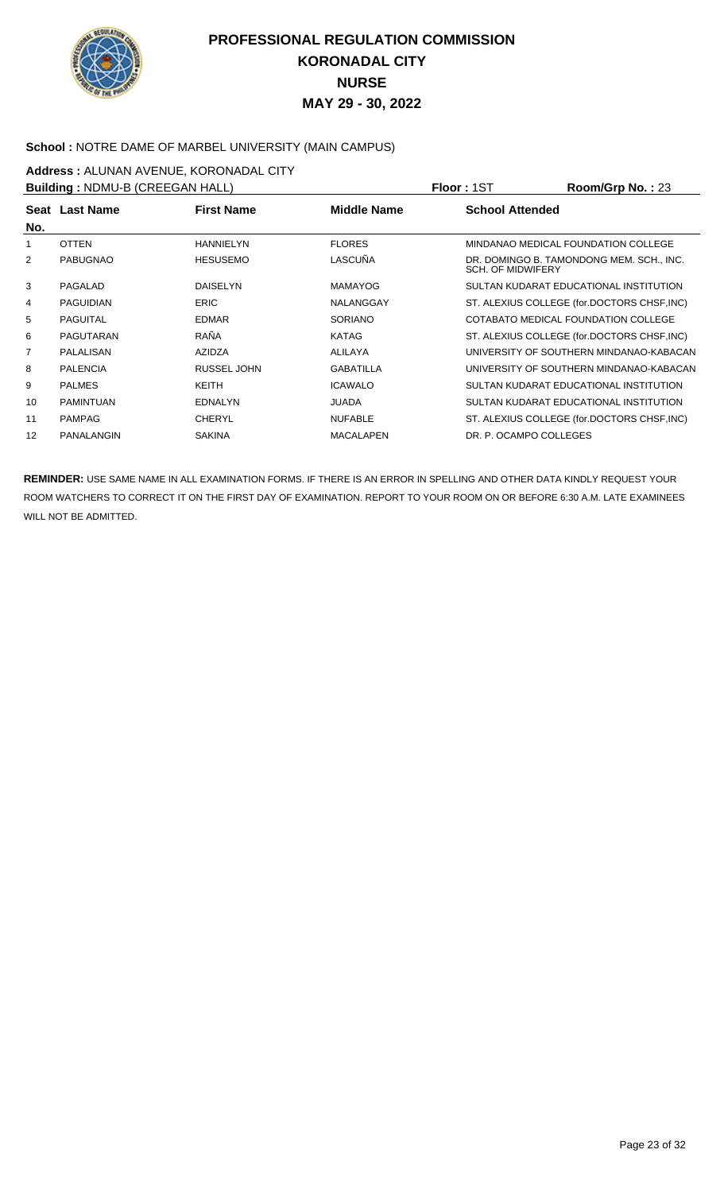# PROFESSIONAL REGULATION COMMISSION
## KORONADAL CITY
## NURSE
## MAY 29 - 30, 2022

**School :** NOTRE DAME OF MARBEL UNIVERSITY (MAIN CAMPUS)

**Address :** ALUNAN AVENUE, KORONADAL CITY

**Building :** NDMU-B (CREEGAN HALL) **Floor :** 1ST **Room/Grp No. :** 23

| Seat No. | Last Name | First Name | Middle Name | School Attended |
|---|---|---|---|---|
| 1 | OTTEN | HANNIELYN | FLORES | MINDANAO MEDICAL FOUNDATION COLLEGE |
| 2 | PABUGNAO | HESUSEMO | LASCUÑA | DR. DOMINGO B. TAMONDONG MEM. SCH., INC. SCH. OF MIDWIFERY |
| 3 | PAGALAD | DAISELYN | MAMAYOG | SULTAN KUDARAT EDUCATIONAL INSTITUTION |
| 4 | PAGUIDIAN | ERIC | NALANGGAY | ST. ALEXIUS COLLEGE (for.DOCTORS CHSF,INC) |
| 5 | PAGUITAL | EDMAR | SORIANO | COTABATO MEDICAL FOUNDATION COLLEGE |
| 6 | PAGUTARAN | RAÑA | KATAG | ST. ALEXIUS COLLEGE (for.DOCTORS CHSF,INC) |
| 7 | PALALISAN | AZIDZA | ALILAYA | UNIVERSITY OF SOUTHERN MINDANAO-KABACAN |
| 8 | PALENCIA | RUSSEL JOHN | GABATILLA | UNIVERSITY OF SOUTHERN MINDANAO-KABACAN |
| 9 | PALMES | KEITH | ICAWALO | SULTAN KUDARAT EDUCATIONAL INSTITUTION |
| 10 | PAMINTUAN | EDNALYN | JUADA | SULTAN KUDARAT EDUCATIONAL INSTITUTION |
| 11 | PAMPAG | CHERYL | NUFABLE | ST. ALEXIUS COLLEGE (for.DOCTORS CHSF,INC) |
| 12 | PANALANGIN | SAKINA | MACALAPEN | DR. P. OCAMPO COLLEGES |

**REMINDER:** USE SAME NAME IN ALL EXAMINATION FORMS. IF THERE IS AN ERROR IN SPELLING AND OTHER DATA KINDLY REQUEST YOUR ROOM WATCHERS TO CORRECT IT ON THE FIRST DAY OF EXAMINATION. REPORT TO YOUR ROOM ON OR BEFORE 6:30 A.M. LATE EXAMINEES WILL NOT BE ADMITTED.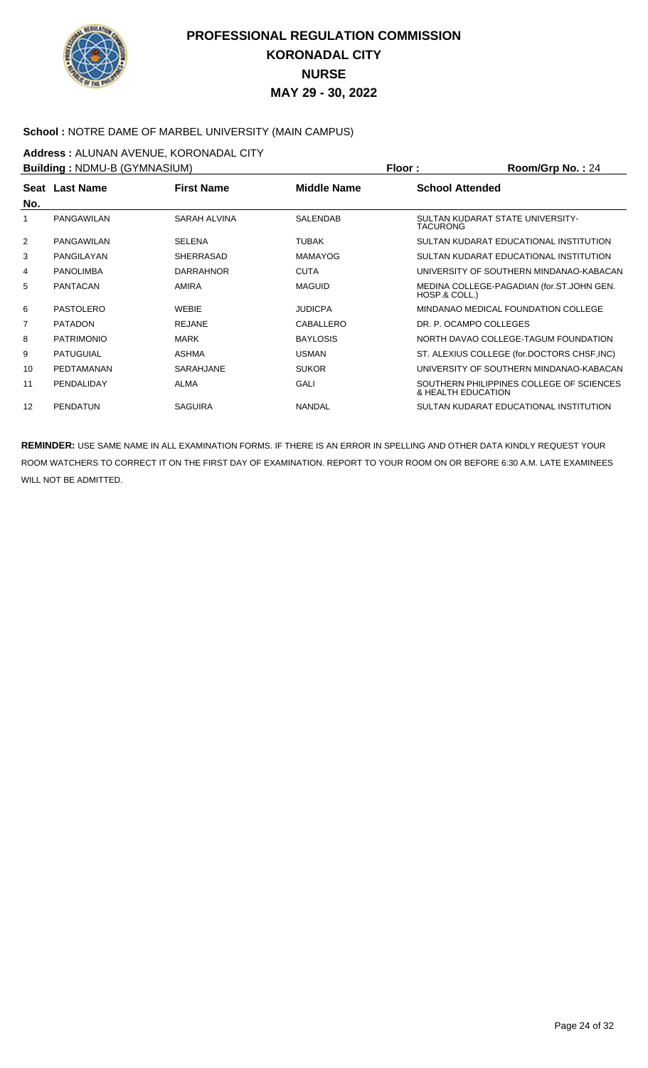# PROFESSIONAL REGULATION COMMISSION
## KORONADAL CITY
## NURSE
## MAY 29 - 30, 2022

**School :** NOTRE DAME OF MARBEL UNIVERSITY (MAIN CAMPUS)

**Address :** ALUNAN AVENUE, KORONADAL CITY

**Building :** NDMU-B (GYMNASIUM) **Floor :** **Room/Grp No. :** 24

| Seat No. | Last Name | First Name | Middle Name | School Attended |
|---|---|---|---|---|
| 1 | PANGAWILAN | SARAH ALVINA | SALENDAB | SULTAN KUDARAT STATE UNIVERSITY-TACURONG |
| 2 | PANGAWILAN | SELENA | TUBAK | SULTAN KUDARAT EDUCATIONAL INSTITUTION |
| 3 | PANGILAYAN | SHERRASAD | MAMAYOG | SULTAN KUDARAT EDUCATIONAL INSTITUTION |
| 4 | PANOLIMBA | DARRAHNOR | CUTA | UNIVERSITY OF SOUTHERN MINDANAO-KABACAN |
| 5 | PANTACAN | AMIRA | MAGUID | MEDINA COLLEGE-PAGADIAN (for.ST.JOHN GEN. HOSP.& COLL.) |
| 6 | PASTOLERO | WEBIE | JUDICPA | MINDANAO MEDICAL FOUNDATION COLLEGE |
| 7 | PATADON | REJANE | CABALLERO | DR. P. OCAMPO COLLEGES |
| 8 | PATRIMONIO | MARK | BAYLOSIS | NORTH DAVAO COLLEGE-TAGUM FOUNDATION |
| 9 | PATUGUIAL | ASHMA | USMAN | ST. ALEXIUS COLLEGE (for.DOCTORS CHSF,INC) |
| 10 | PEDTAMANAN | SARAHJANE | SUKOR | UNIVERSITY OF SOUTHERN MINDANAO-KABACAN |
| 11 | PENDALIDAY | ALMA | GALI | SOUTHERN PHILIPPINES COLLEGE OF SCIENCES & HEALTH EDUCATION |
| 12 | PENDATUN | SAGUIRA | NANDAL | SULTAN KUDARAT EDUCATIONAL INSTITUTION |

**REMINDER:** USE SAME NAME IN ALL EXAMINATION FORMS. IF THERE IS AN ERROR IN SPELLING AND OTHER DATA KINDLY REQUEST YOUR ROOM WATCHERS TO CORRECT IT ON THE FIRST DAY OF EXAMINATION. REPORT TO YOUR ROOM ON OR BEFORE 6:30 A.M. LATE EXAMINEES WILL NOT BE ADMITTED.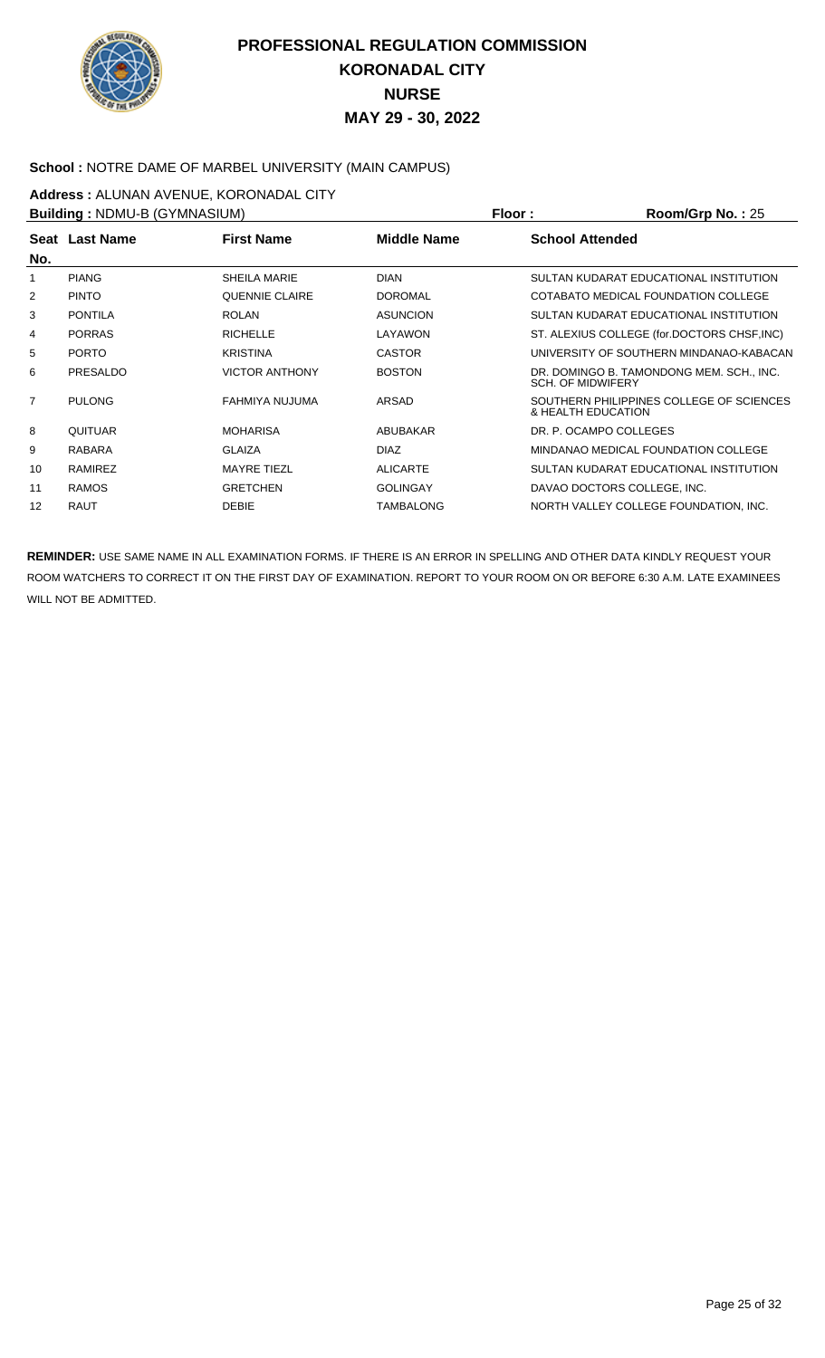# PROFESSIONAL REGULATION COMMISSION
## KORONADAL CITY
## NURSE
## MAY 29 - 30, 2022

**School :** NOTRE DAME OF MARBEL UNIVERSITY (MAIN CAMPUS)

**Address :** ALUNAN AVENUE, KORONADAL CITY

**Building :** NDMU-B (GYMNASIUM) **Floor :** **Room/Grp No. :** 25

| Seat No. | Last Name | First Name | Middle Name | School Attended |
|---|---|---|---|---|
| 1 | PIANG | SHEILA MARIE | DIAN | SULTAN KUDARAT EDUCATIONAL INSTITUTION |
| 2 | PINTO | QUENNIE CLAIRE | DOROMAL | COTABATO MEDICAL FOUNDATION COLLEGE |
| 3 | PONTILA | ROLAN | ASUNCION | SULTAN KUDARAT EDUCATIONAL INSTITUTION |
| 4 | PORRAS | RICHELLE | LAYAWON | ST. ALEXIUS COLLEGE (for.DOCTORS CHSF,INC) |
| 5 | PORTO | KRISTINA | CASTOR | UNIVERSITY OF SOUTHERN MINDANAO-KABACAN |
| 6 | PRESALDO | VICTOR ANTHONY | BOSTON | DR. DOMINGO B. TAMONDONG MEM. SCH., INC. SCH. OF MIDWIFERY |
| 7 | PULONG | FAHMIYA NUJUMA | ARSAD | SOUTHERN PHILIPPINES COLLEGE OF SCIENCES & HEALTH EDUCATION |
| 8 | QUITUAR | MOHARISA | ABUBAKAR | DR. P. OCAMPO COLLEGES |
| 9 | RABARA | GLAIZA | DIAZ | MINDANAO MEDICAL FOUNDATION COLLEGE |
| 10 | RAMIREZ | MAYRE TIEZL | ALICARTE | SULTAN KUDARAT EDUCATIONAL INSTITUTION |
| 11 | RAMOS | GRETCHEN | GOLINGAY | DAVAO DOCTORS COLLEGE, INC. |
| 12 | RAUT | DEBIE | TAMBALONG | NORTH VALLEY COLLEGE FOUNDATION, INC. |

**REMINDER:** USE SAME NAME IN ALL EXAMINATION FORMS. IF THERE IS AN ERROR IN SPELLING AND OTHER DATA KINDLY REQUEST YOUR ROOM WATCHERS TO CORRECT IT ON THE FIRST DAY OF EXAMINATION. REPORT TO YOUR ROOM ON OR BEFORE 6:30 A.M. LATE EXAMINEES WILL NOT BE ADMITTED.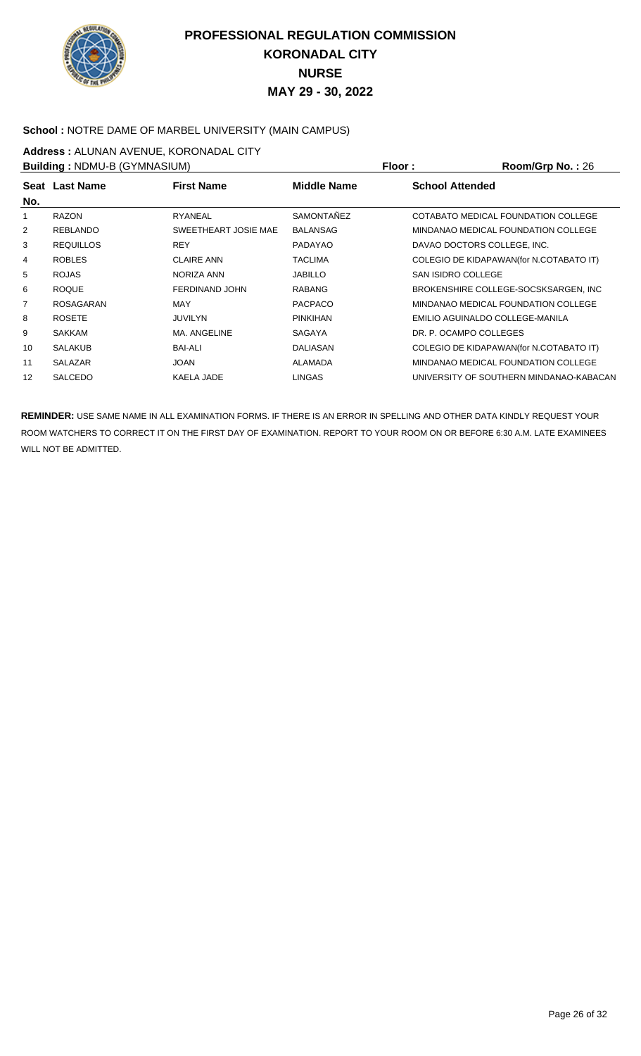# PROFESSIONAL REGULATION COMMISSION
## KORONADAL CITY
## NURSE
## MAY 29 - 30, 2022

**School :** NOTRE DAME OF MARBEL UNIVERSITY (MAIN CAMPUS)

**Address :** ALUNAN AVENUE, KORONADAL CITY

**Building :** NDMU-B (GYMNASIUM) **Floor :** **Room/Grp No. :** 26

| Seat No. | Last Name | First Name | Middle Name | School Attended |
|---|---|---|---|---|
| 1 | RAZON | RYANEAL | SAMONTAÑEZ | COTABATO MEDICAL FOUNDATION COLLEGE |
| 2 | REBLANDO | SWEETHEART JOSIE MAE | BALANSAG | MINDANAO MEDICAL FOUNDATION COLLEGE |
| 3 | REQUILLOS | REY | PADAYAO | DAVAO DOCTORS COLLEGE, INC. |
| 4 | ROBLES | CLAIRE ANN | TACLIMA | COLEGIO DE KIDAPAWAN(for N.COTABATO IT) |
| 5 | ROJAS | NORIZA ANN | JABILLO | SAN ISIDRO COLLEGE |
| 6 | ROQUE | FERDINAND JOHN | RABANG | BROKENSHIRE COLLEGE-SOCSKSARGEN, INC |
| 7 | ROSAGARAN | MAY | PACPACO | MINDANAO MEDICAL FOUNDATION COLLEGE |
| 8 | ROSETE | JUVILYN | PINKIHAN | EMILIO AGUINALDO COLLEGE-MANILA |
| 9 | SAKKAM | MA. ANGELINE | SAGAYA | DR. P. OCAMPO COLLEGES |
| 10 | SALAKUB | BAI-ALI | DALIASAN | COLEGIO DE KIDAPAWAN(for N.COTABATO IT) |
| 11 | SALAZAR | JOAN | ALAMADA | MINDANAO MEDICAL FOUNDATION COLLEGE |
| 12 | SALCEDO | KAELA JADE | LINGAS | UNIVERSITY OF SOUTHERN MINDANAO-KABACAN |

**REMINDER:** USE SAME NAME IN ALL EXAMINATION FORMS. IF THERE IS AN ERROR IN SPELLING AND OTHER DATA KINDLY REQUEST YOUR ROOM WATCHERS TO CORRECT IT ON THE FIRST DAY OF EXAMINATION. REPORT TO YOUR ROOM ON OR BEFORE 6:30 A.M. LATE EXAMINEES WILL NOT BE ADMITTED.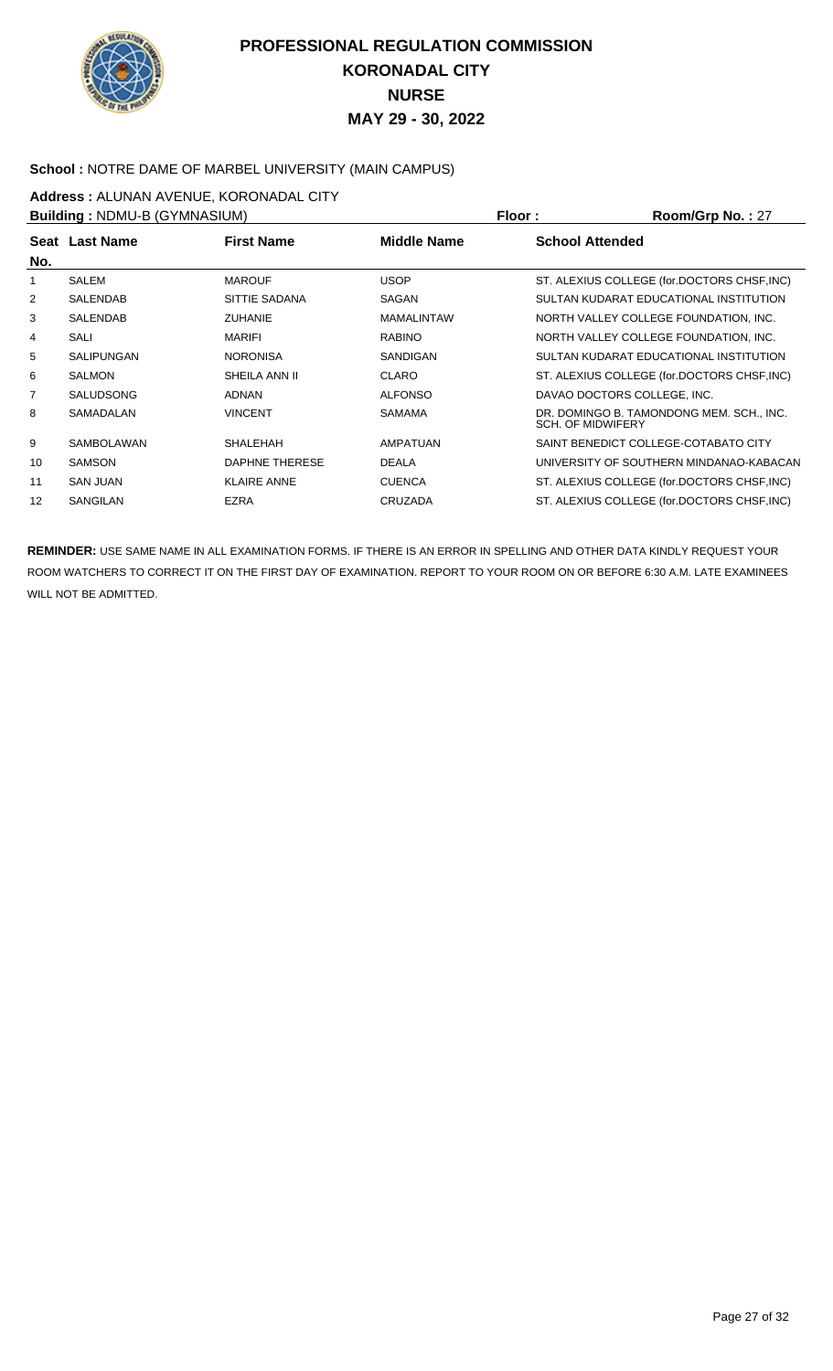# PROFESSIONAL REGULATION COMMISSION
## KORONADAL CITY
## NURSE
## MAY 29 - 30, 2022

**School :** NOTRE DAME OF MARBEL UNIVERSITY (MAIN CAMPUS)

**Address :** ALUNAN AVENUE, KORONADAL CITY

**Building :** NDMU-B (GYMNASIUM) **Floor :** **Room/Grp No. :** 27

| Seat No. | Last Name | First Name | Middle Name | School Attended |
|---|---|---|---|---|
| 1 | SALEM | MAROUF | USOP | ST. ALEXIUS COLLEGE (for.DOCTORS CHSF,INC) |
| 2 | SALENDAB | SITTIE SADANA | SAGAN | SULTAN KUDARAT EDUCATIONAL INSTITUTION |
| 3 | SALENDAB | ZUHANIE | MAMALINTAW | NORTH VALLEY COLLEGE FOUNDATION, INC. |
| 4 | SALI | MARIFI | RABINO | NORTH VALLEY COLLEGE FOUNDATION, INC. |
| 5 | SALIPUNGAN | NORONISA | SANDIGAN | SULTAN KUDARAT EDUCATIONAL INSTITUTION |
| 6 | SALMON | SHEILA ANN II | CLARO | ST. ALEXIUS COLLEGE (for.DOCTORS CHSF,INC) |
| 7 | SALUDSONG | ADNAN | ALFONSO | DAVAO DOCTORS COLLEGE, INC. |
| 8 | SAMADALAN | VINCENT | SAMAMA | DR. DOMINGO B. TAMONDONG MEM. SCH., INC. SCH. OF MIDWIFERY |
| 9 | SAMBOLAWAN | SHALEHAH | AMPATUAN | SAINT BENEDICT COLLEGE-COTABATO CITY |
| 10 | SAMSON | DAPHNE THERESE | DEALA | UNIVERSITY OF SOUTHERN MINDANAO-KABACAN |
| 11 | SAN JUAN | KLAIRE ANNE | CUENCA | ST. ALEXIUS COLLEGE (for.DOCTORS CHSF,INC) |
| 12 | SANGILAN | EZRA | CRUZADA | ST. ALEXIUS COLLEGE (for.DOCTORS CHSF,INC) |

**REMINDER:** USE SAME NAME IN ALL EXAMINATION FORMS. IF THERE IS AN ERROR IN SPELLING AND OTHER DATA KINDLY REQUEST YOUR ROOM WATCHERS TO CORRECT IT ON THE FIRST DAY OF EXAMINATION. REPORT TO YOUR ROOM ON OR BEFORE 6:30 A.M. LATE EXAMINEES WILL NOT BE ADMITTED.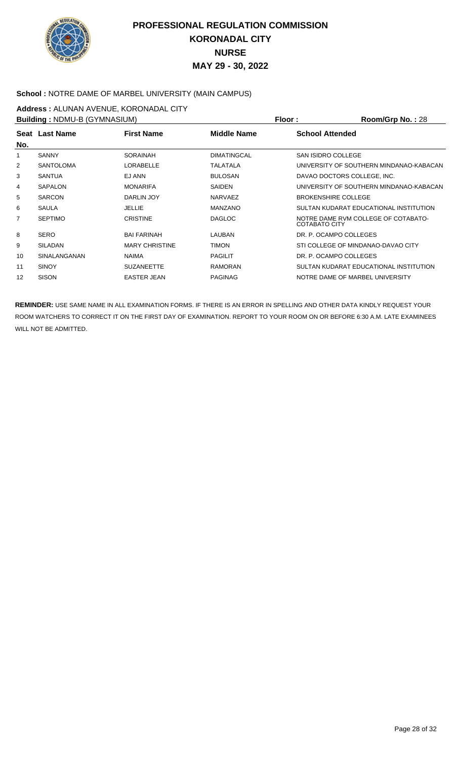# PROFESSIONAL REGULATION COMMISSION
## KORONADAL CITY
## NURSE
## MAY 29 - 30, 2022

**School :** NOTRE DAME OF MARBEL UNIVERSITY (MAIN CAMPUS)

**Address :** ALUNAN AVENUE, KORONADAL CITY

**Building :** NDMU-B (GYMNASIUM) **Floor :** **Room/Grp No. :** 28

| Seat No. | Last Name | First Name | Middle Name | School Attended |
|---|---|---|---|---|
| 1 | SANNY | SORAINAH | DIMATINGCAL | SAN ISIDRO COLLEGE |
| 2 | SANTOLOMA | LORABELLE | TALATALA | UNIVERSITY OF SOUTHERN MINDANAO-KABACAN |
| 3 | SANTUA | EJ ANN | BULOSAN | DAVAO DOCTORS COLLEGE, INC. |
| 4 | SAPALON | MONARIFA | SAIDEN | UNIVERSITY OF SOUTHERN MINDANAO-KABACAN |
| 5 | SARCON | DARLIN JOY | NARVAEZ | BROKENSHIRE COLLEGE |
| 6 | SAULA | JELLIE | MANZANO | SULTAN KUDARAT EDUCATIONAL INSTITUTION |
| 7 | SEPTIMO | CRISTINE | DAGLOC | NOTRE DAME RVM COLLEGE OF COTABATO-COTABATO CITY |
| 8 | SERO | BAI FARINAH | LAUBAN | DR. P. OCAMPO COLLEGES |
| 9 | SILADAN | MARY CHRISTINE | TIMON | STI COLLEGE OF MINDANAO-DAVAO CITY |
| 10 | SINALANGANAN | NAIMA | PAGILIT | DR. P. OCAMPO COLLEGES |
| 11 | SINOY | SUZANEETTE | RAMORAN | SULTAN KUDARAT EDUCATIONAL INSTITUTION |
| 12 | SISON | EASTER JEAN | PAGINAG | NOTRE DAME OF MARBEL UNIVERSITY |

**REMINDER:** USE SAME NAME IN ALL EXAMINATION FORMS. IF THERE IS AN ERROR IN SPELLING AND OTHER DATA KINDLY REQUEST YOUR ROOM WATCHERS TO CORRECT IT ON THE FIRST DAY OF EXAMINATION. REPORT TO YOUR ROOM ON OR BEFORE 6:30 A.M. LATE EXAMINEES WILL NOT BE ADMITTED.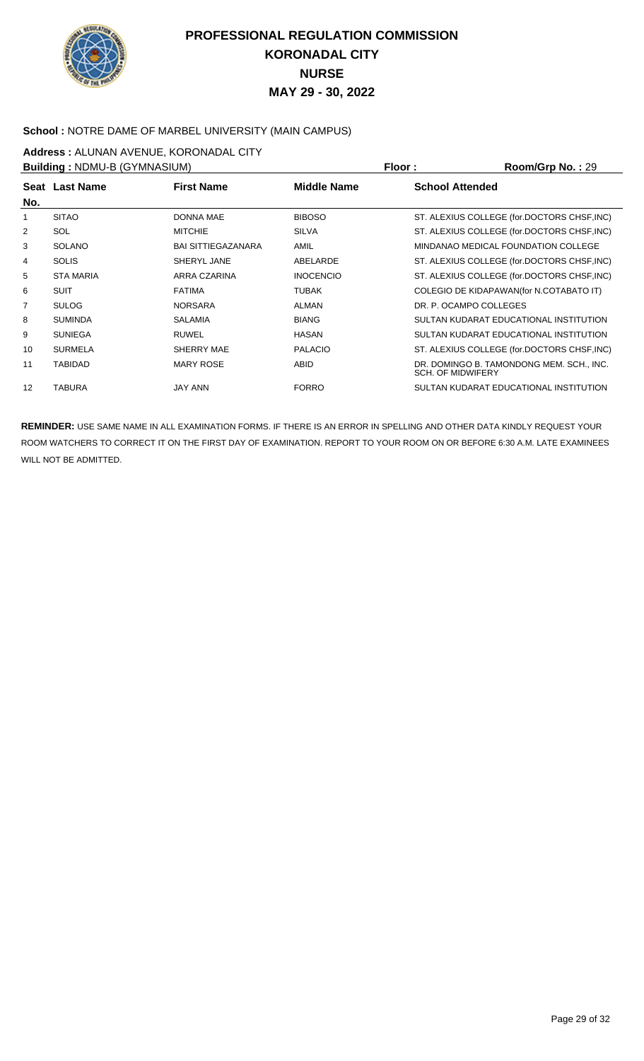# PROFESSIONAL REGULATION COMMISSION
## KORONADAL CITY
## NURSE
## MAY 29 - 30, 2022

**School :** NOTRE DAME OF MARBEL UNIVERSITY (MAIN CAMPUS)

**Address :** ALUNAN AVENUE, KORONADAL CITY

**Building :** NDMU-B (GYMNASIUM) **Floor :** **Room/Grp No. :** 29

| Seat No. | Last Name | First Name | Middle Name | School Attended |
|---|---|---|---|---|
| 1 | SITAO | DONNA MAE | BIBOSO | ST. ALEXIUS COLLEGE (for.DOCTORS CHSF,INC) |
| 2 | SOL | MITCHIE | SILVA | ST. ALEXIUS COLLEGE (for.DOCTORS CHSF,INC) |
| 3 | SOLANO | BAI SITTIEGAZANARA | AMIL | MINDANAO MEDICAL FOUNDATION COLLEGE |
| 4 | SOLIS | SHERYL JANE | ABELARDE | ST. ALEXIUS COLLEGE (for.DOCTORS CHSF,INC) |
| 5 | STA MARIA | ARRA CZARINA | INOCENCIO | ST. ALEXIUS COLLEGE (for.DOCTORS CHSF,INC) |
| 6 | SUIT | FATIMA | TUBAK | COLEGIO DE KIDAPAWAN(for N.COTABATO IT) |
| 7 | SULOG | NORSARA | ALMAN | DR. P. OCAMPO COLLEGES |
| 8 | SUMINDA | SALAMIA | BIANG | SULTAN KUDARAT EDUCATIONAL INSTITUTION |
| 9 | SUNIEGA | RUWEL | HASAN | SULTAN KUDARAT EDUCATIONAL INSTITUTION |
| 10 | SURMELA | SHERRY MAE | PALACIO | ST. ALEXIUS COLLEGE (for.DOCTORS CHSF,INC) |
| 11 | TABIDAD | MARY ROSE | ABID | DR. DOMINGO B. TAMONDONG MEM. SCH., INC. SCH. OF MIDWIFERY |
| 12 | TABURA | JAY ANN | FORRO | SULTAN KUDARAT EDUCATIONAL INSTITUTION |

**REMINDER:** USE SAME NAME IN ALL EXAMINATION FORMS. IF THERE IS AN ERROR IN SPELLING AND OTHER DATA KINDLY REQUEST YOUR ROOM WATCHERS TO CORRECT IT ON THE FIRST DAY OF EXAMINATION. REPORT TO YOUR ROOM ON OR BEFORE 6:30 A.M. LATE EXAMINEES WILL NOT BE ADMITTED.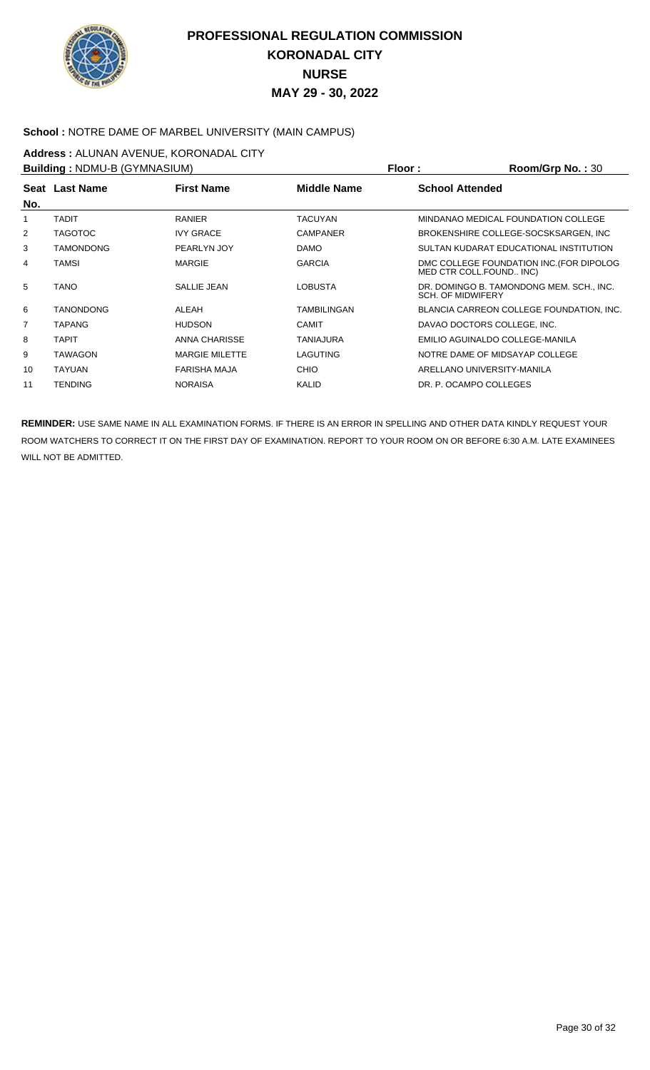# PROFESSIONAL REGULATION COMMISSION
## KORONADAL CITY
## NURSE
## MAY 29 - 30, 2022

**School :** NOTRE DAME OF MARBEL UNIVERSITY (MAIN CAMPUS)

**Address :** ALUNAN AVENUE, KORONADAL CITY

**Building :** NDMU-B (GYMNASIUM) **Floor :** **Room/Grp No. :** 30

| Seat No. | Last Name | First Name | Middle Name | School Attended |
|---|---|---|---|---|
| 1 | TADIT | RANIER | TACUYAN | MINDANAO MEDICAL FOUNDATION COLLEGE |
| 2 | TAGOTOC | IVY GRACE | CAMPANER | BROKENSHIRE COLLEGE-SOCSKSARGEN, INC |
| 3 | TAMONDONG | PEARLYN JOY | DAMO | SULTAN KUDARAT EDUCATIONAL INSTITUTION |
| 4 | TAMSI | MARGIE | GARCIA | DMC COLLEGE FOUNDATION INC.(FOR DIPOLOG MED CTR COLL.FOUND.. INC) |
| 5 | TANO | SALLIE JEAN | LOBUSTA | DR. DOMINGO B. TAMONDONG MEM. SCH., INC. SCH. OF MIDWIFERY |
| 6 | TANONDONG | ALEAH | TAMBILINGAN | BLANCIA CARREON COLLEGE FOUNDATION, INC. |
| 7 | TAPANG | HUDSON | CAMIT | DAVAO DOCTORS COLLEGE, INC. |
| 8 | TAPIT | ANNA CHARISSE | TANIAJURA | EMILIO AGUINALDO COLLEGE-MANILA |
| 9 | TAWAGON | MARGIE MILETTE | LAGUTING | NOTRE DAME OF MIDSAYAP COLLEGE |
| 10 | TAYUAN | FARISHA MAJA | CHIO | ARELLANO UNIVERSITY-MANILA |
| 11 | TENDING | NORAISA | KALID | DR. P. OCAMPO COLLEGES |

**REMINDER:** USE SAME NAME IN ALL EXAMINATION FORMS. IF THERE IS AN ERROR IN SPELLING AND OTHER DATA KINDLY REQUEST YOUR ROOM WATCHERS TO CORRECT IT ON THE FIRST DAY OF EXAMINATION. REPORT TO YOUR ROOM ON OR BEFORE 6:30 A.M. LATE EXAMINEES WILL NOT BE ADMITTED.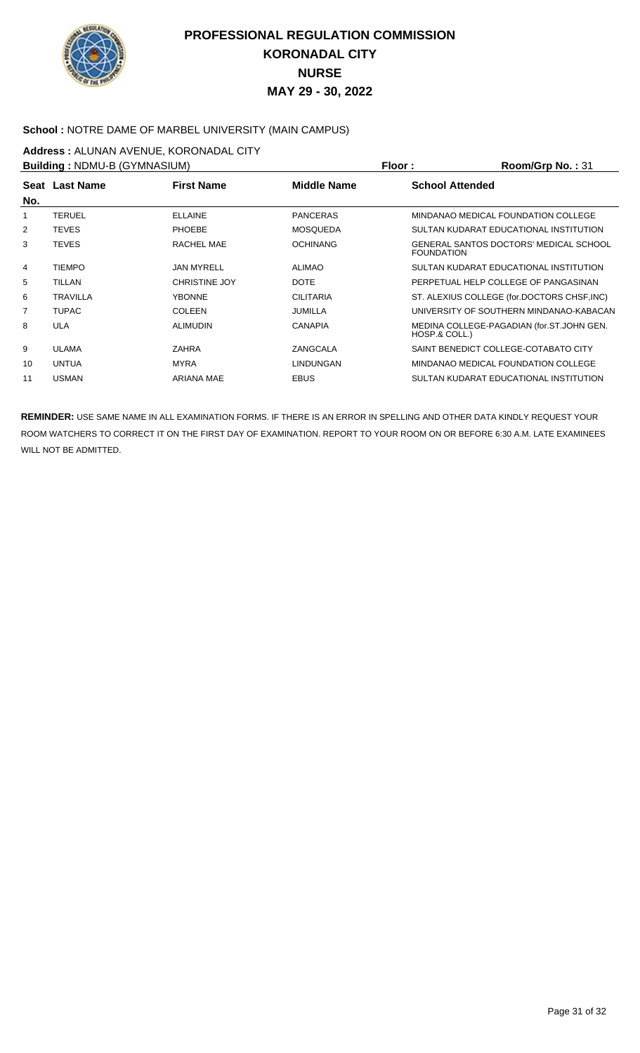# PROFESSIONAL REGULATION COMMISSION
# KORONADAL CITY
# NURSE
# MAY 29 - 30, 2022

**School :** NOTRE DAME OF MARBEL UNIVERSITY (MAIN CAMPUS)

**Address :** ALUNAN AVENUE, KORONADAL CITY

**Building :** NDMU-B (GYMNASIUM) **Floor :** **Room/Grp No. :** 31

| Seat No. | Last Name | First Name | Middle Name | School Attended |
|---|---|---|---|---|
| 1 | TERUEL | ELLAINE | PANCERAS | MINDANAO MEDICAL FOUNDATION COLLEGE |
| 2 | TEVES | PHOEBE | MOSQUEDA | SULTAN KUDARAT EDUCATIONAL INSTITUTION |
| 3 | TEVES | RACHEL MAE | OCHINANG | GENERAL SANTOS DOCTORS' MEDICAL SCHOOL FOUNDATION |
| 4 | TIEMPO | JAN MYRELL | ALIMAO | SULTAN KUDARAT EDUCATIONAL INSTITUTION |
| 5 | TILLAN | CHRISTINE JOY | DOTE | PERPETUAL HELP COLLEGE OF PANGASINAN |
| 6 | TRAVILLA | YBONNE | CILITARIA | ST. ALEXIUS COLLEGE (for.DOCTORS CHSF,INC) |
| 7 | TUPAC | COLEEN | JUMILLA | UNIVERSITY OF SOUTHERN MINDANAO-KABACAN |
| 8 | ULA | ALIMUDIN | CANAPIA | MEDINA COLLEGE-PAGADIAN (for.ST.JOHN GEN. HOSP.& COLL.) |
| 9 | ULAMA | ZAHRA | ZANGCALA | SAINT BENEDICT COLLEGE-COTABATO CITY |
| 10 | UNTUA | MYRA | LINDUNGAN | MINDANAO MEDICAL FOUNDATION COLLEGE |
| 11 | USMAN | ARIANA MAE | EBUS | SULTAN KUDARAT EDUCATIONAL INSTITUTION |

**REMINDER:** USE SAME NAME IN ALL EXAMINATION FORMS. IF THERE IS AN ERROR IN SPELLING AND OTHER DATA KINDLY REQUEST YOUR ROOM WATCHERS TO CORRECT IT ON THE FIRST DAY OF EXAMINATION. REPORT TO YOUR ROOM ON OR BEFORE 6:30 A.M. LATE EXAMINEES WILL NOT BE ADMITTED.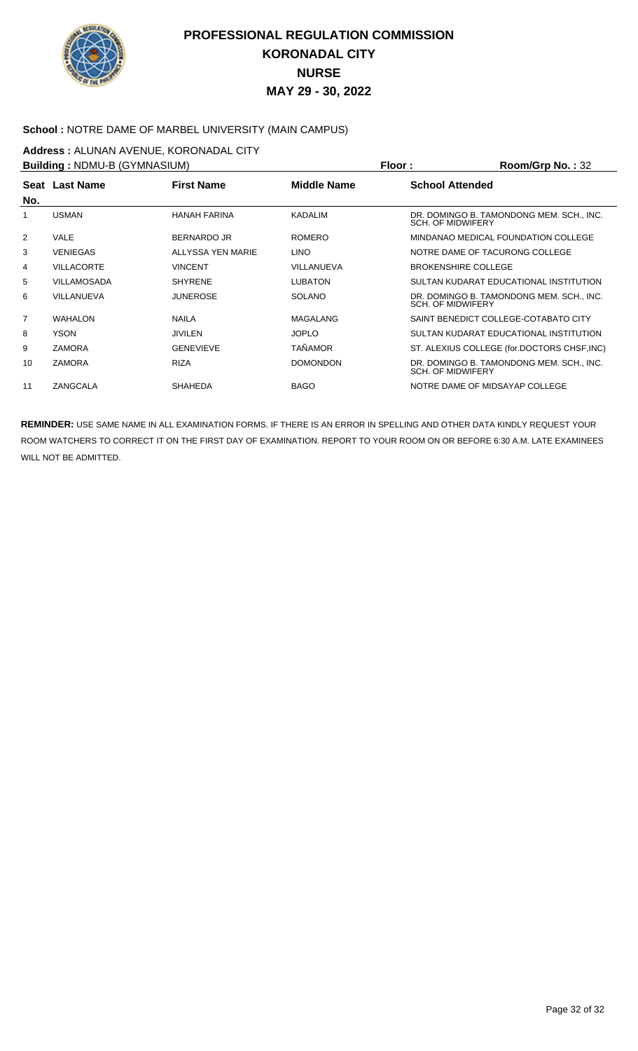# PROFESSIONAL REGULATION COMMISSION
## KORONADAL CITY
## NURSE
## MAY 29 - 30, 2022

**School :** NOTRE DAME OF MARBEL UNIVERSITY (MAIN CAMPUS)

**Address :** ALUNAN AVENUE, KORONADAL CITY

**Building :** NDMU-B (GYMNASIUM) **Floor :** **Room/Grp No. :** 32

| Seat No. | Last Name | First Name | Middle Name | School Attended |
|---|---|---|---|---|
| 1 | USMAN | HANAH FARINA | KADALIM | DR. DOMINGO B. TAMONDONG MEM. SCH., INC. SCH. OF MIDWIFERY |
| 2 | VALE | BERNARDO JR | ROMERO | MINDANAO MEDICAL FOUNDATION COLLEGE |
| 3 | VENIEGAS | ALLYSSA YEN MARIE | LINO | NOTRE DAME OF TACURONG COLLEGE |
| 4 | VILLACORTE | VINCENT | VILLANUEVA | BROKENSHIRE COLLEGE |
| 5 | VILLAMOSADA | SHYRENE | LUBATON | SULTAN KUDARAT EDUCATIONAL INSTITUTION |
| 6 | VILLANUEVA | JUNEROSE | SOLANO | DR. DOMINGO B. TAMONDONG MEM. SCH., INC. SCH. OF MIDWIFERY |
| 7 | WAHALON | NAILA | MAGALANG | SAINT BENEDICT COLLEGE-COTABATO CITY |
| 8 | YSON | JIVILEN | JOPLO | SULTAN KUDARAT EDUCATIONAL INSTITUTION |
| 9 | ZAMORA | GENEVIEVE | TAÑAMOR | ST. ALEXIUS COLLEGE (for.DOCTORS CHSF,INC) |
| 10 | ZAMORA | RIZA | DOMONDON | DR. DOMINGO B. TAMONDONG MEM. SCH., INC. SCH. OF MIDWIFERY |
| 11 | ZANGCALA | SHAHEDA | BAGO | NOTRE DAME OF MIDSAYAP COLLEGE |

**REMINDER:** USE SAME NAME IN ALL EXAMINATION FORMS. IF THERE IS AN ERROR IN SPELLING AND OTHER DATA KINDLY REQUEST YOUR ROOM WATCHERS TO CORRECT IT ON THE FIRST DAY OF EXAMINATION. REPORT TO YOUR ROOM ON OR BEFORE 6:30 A.M. LATE EXAMINEES WILL NOT BE ADMITTED.